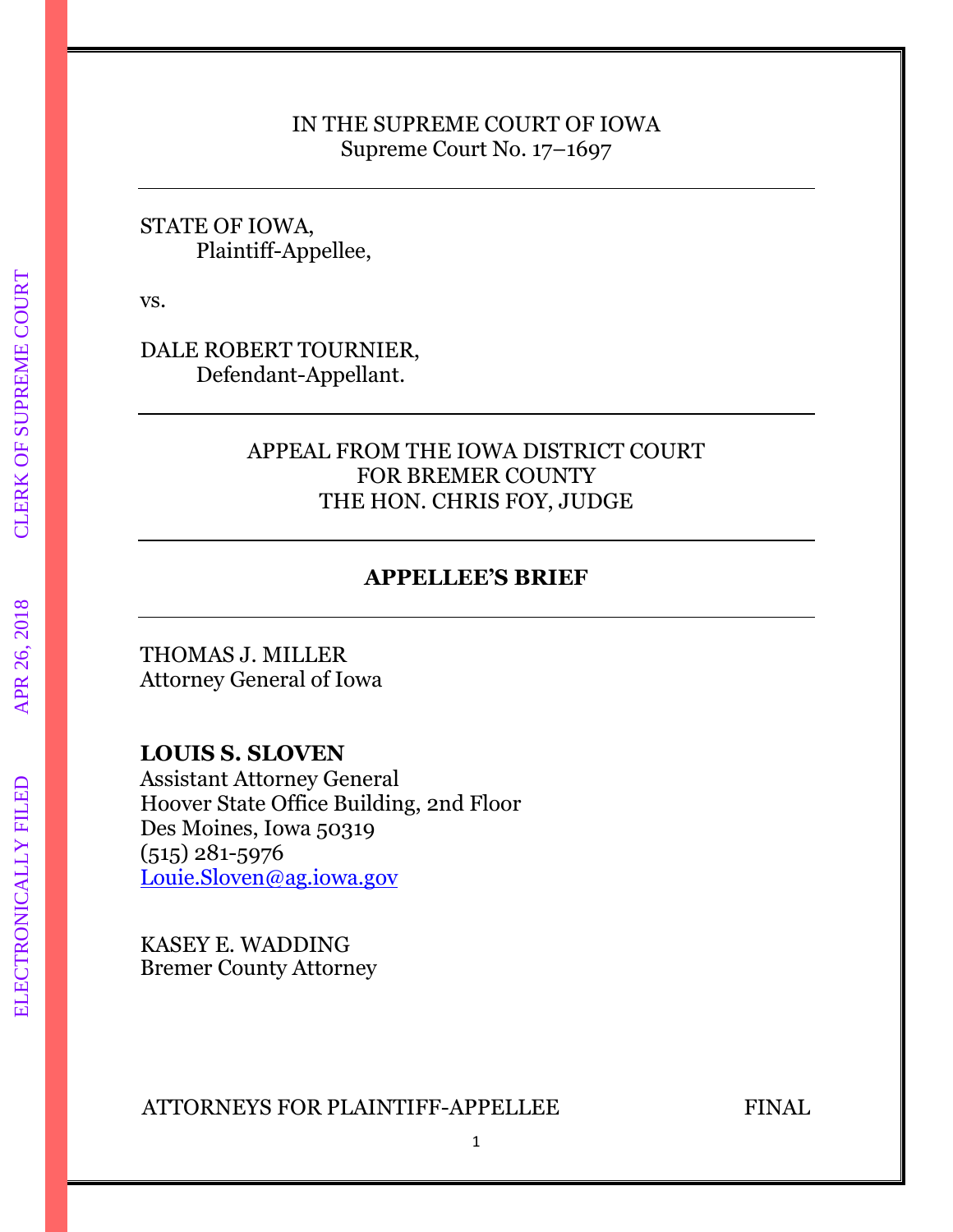IN THE SUPREME COURT OF IOWA
Supreme Court No. 17–1697

---

STATE OF IOWA,
Plaintiff-Appellee,

vs.

DALE ROBERT TOURNIER,
Defendant-Appellant.

---

APPEAL FROM THE IOWA DISTRICT COURT
FOR BREMER COUNTY
THE HON. CHRIS FOY, JUDGE

---

**APPELLEE'S BRIEF**

---

THOMAS J. MILLER
Attorney General of Iowa

**LOUIS S. SLOVEN**
Assistant Attorney General
Hoover State Office Building, 2nd Floor
Des Moines, Iowa 50319
(515) 281-5976
Louie.Sloven@ag.iowa.gov

KASEY E. WADDING
Bremer County Attorney

ATTORNEYS FOR PLAINTIFF-APPELLEE FINAL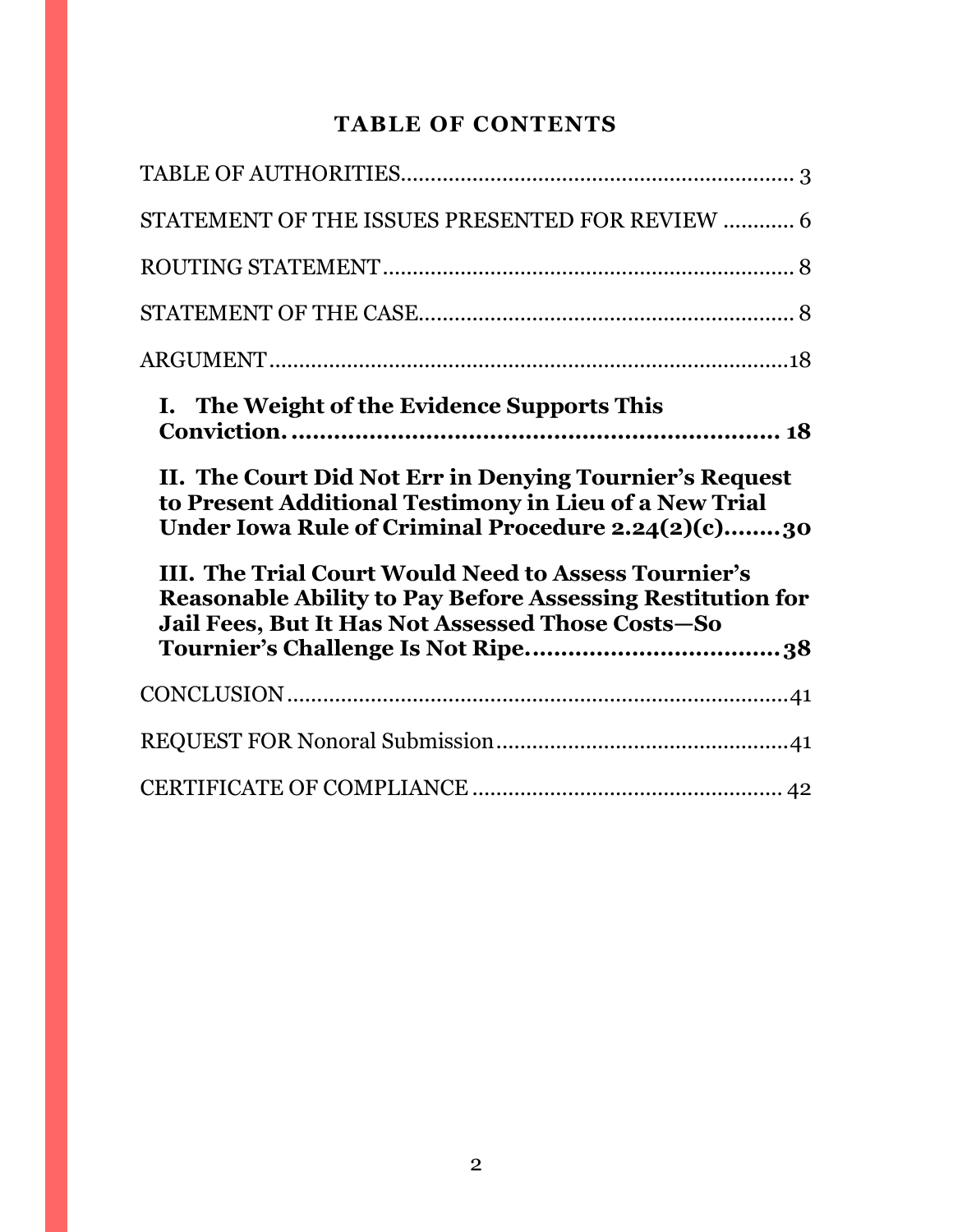## TABLE OF CONTENTS

TABLE OF AUTHORITIES .................................................................. 3

STATEMENT OF THE ISSUES PRESENTED FOR REVIEW ............ 6

ROUTING STATEMENT ..................................................................... 8

STATEMENT OF THE CASE ............................................................... 8

ARGUMENT ....................................................................................... 18

**I. The Weight of the Evidence Supports This Conviction. ....................................................................... 18**

**II. The Court Did Not Err in Denying Tournier's Request to Present Additional Testimony in Lieu of a New Trial Under Iowa Rule of Criminal Procedure 2.24(2)(c)........30**

**III. The Trial Court Would Need to Assess Tournier's Reasonable Ability to Pay Before Assessing Restitution for Jail Fees, But It Has Not Assessed Those Costs—So Tournier's Challenge Is Not Ripe....................................38**

CONCLUSION ..................................................................................... 41

REQUEST FOR Nonoral Submission ................................................. 41

CERTIFICATE OF COMPLIANCE ..................................................... 42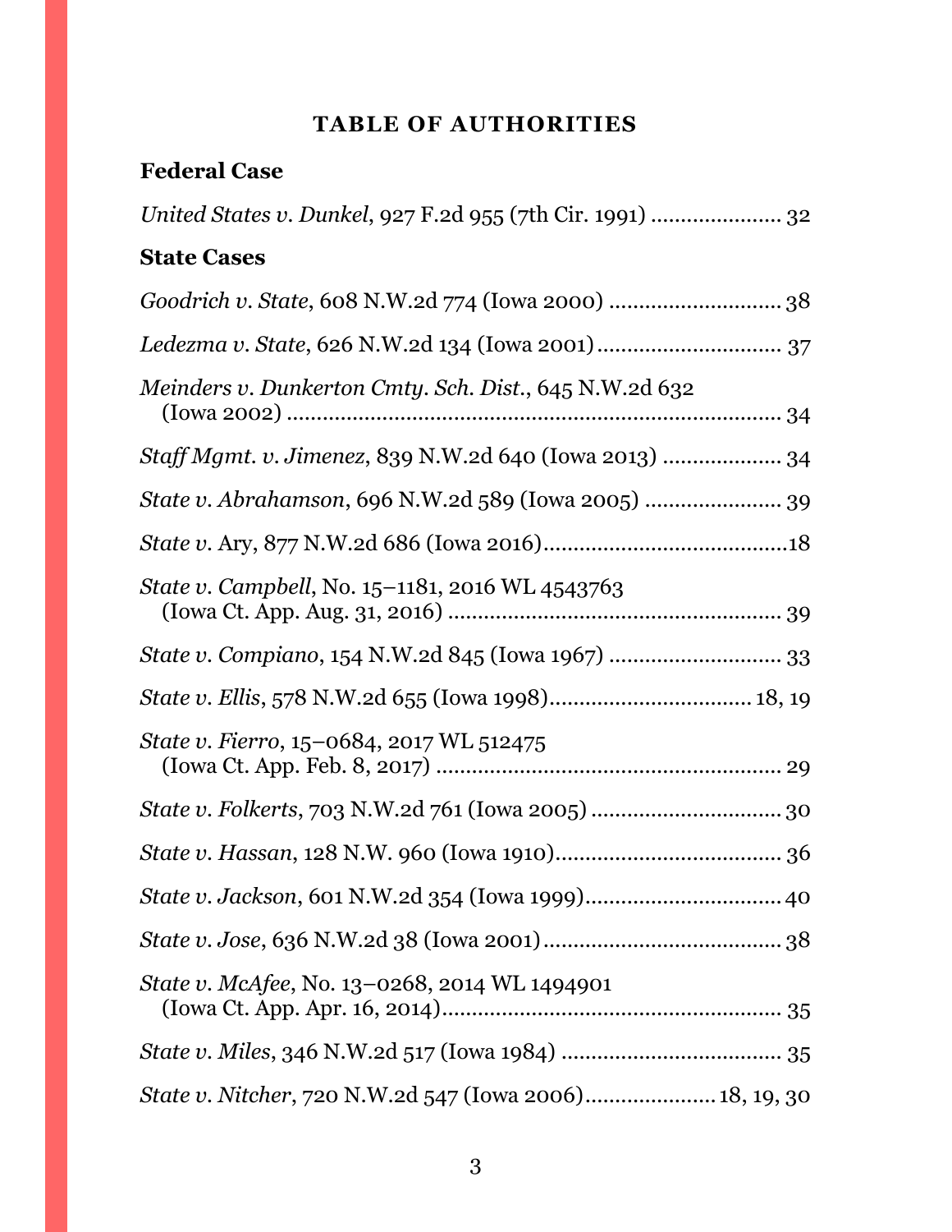# TABLE OF AUTHORITIES

## Federal Case

*United States v. Dunkel*, 927 F.2d 955 (7th Cir. 1991) ..................... 32

## State Cases

*Goodrich v. State*, 608 N.W.2d 774 (Iowa 2000) ............................ 38

*Ledezma v. State*, 626 N.W.2d 134 (Iowa 2001) .............................. 37

*Meinders v. Dunkerton Cmty. Sch. Dist.*, 645 N.W.2d 632 (Iowa 2002) ................................................................................ 34

*Staff Mgmt. v. Jimenez*, 839 N.W.2d 640 (Iowa 2013) ................... 34

*State v. Abrahamson*, 696 N.W.2d 589 (Iowa 2005) ...................... 39

*State v.* Ary, 877 N.W.2d 686 (Iowa 2016)........................................18

*State v. Campbell*, No. 15–1181, 2016 WL 4543763 (Iowa Ct. App. Aug. 31, 2016) ....................................................... 39

*State v. Compiano*, 154 N.W.2d 845 (Iowa 1967) ............................ 33

*State v. Ellis*, 578 N.W.2d 655 (Iowa 1998)................................. 18, 19

*State v. Fierro*, 15–0684, 2017 WL 512475 (Iowa Ct. App. Feb. 8, 2017) .......................................................... 29

*State v. Folkerts*, 703 N.W.2d 761 (Iowa 2005) ............................... 30

*State v. Hassan*, 128 N.W. 960 (Iowa 1910)...................................... 36

*State v. Jackson*, 601 N.W.2d 354 (Iowa 1999)................................ 40

*State v. Jose*, 636 N.W.2d 38 (Iowa 2001)........................................ 38

*State v. McAfee*, No. 13–0268, 2014 WL 1494901 (Iowa Ct. App. Apr. 16, 2014)......................................................... 35

*State v. Miles*, 346 N.W.2d 517 (Iowa 1984) .................................... 35

*State v. Nitcher*, 720 N.W.2d 547 (Iowa 2006)..................... 18, 19, 30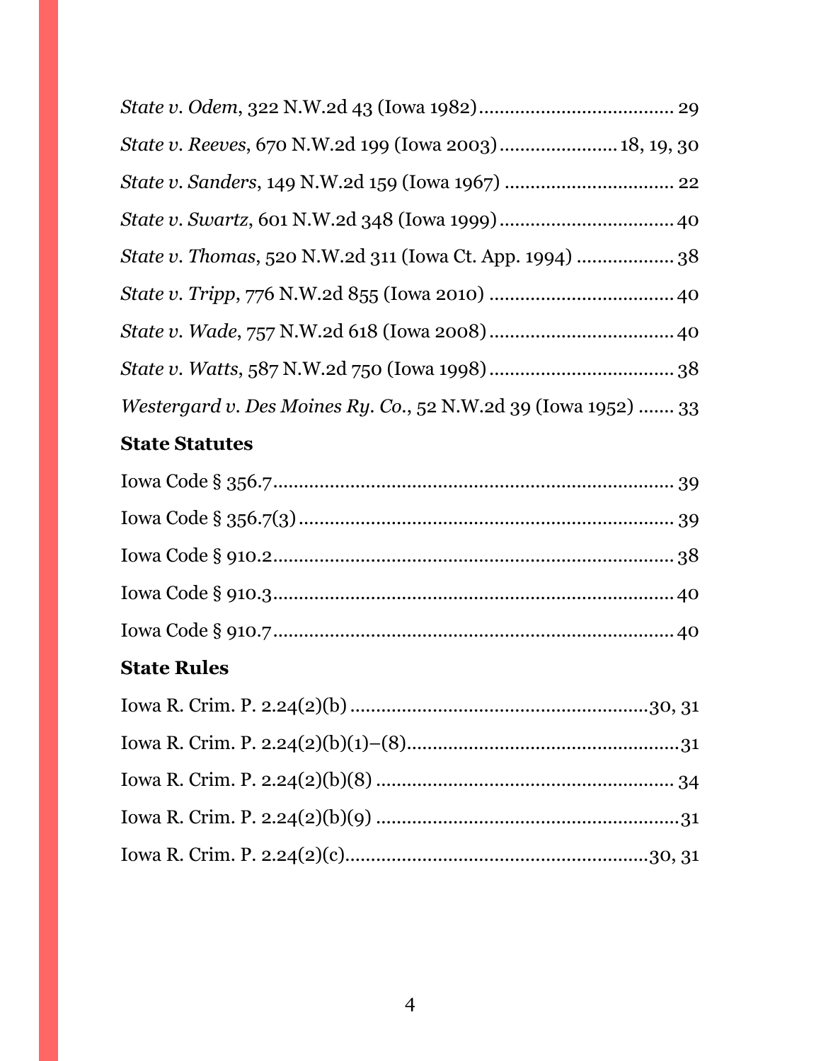*State v. Odem*, 322 N.W.2d 43 (Iowa 1982) .................................... 29

*State v. Reeves*, 670 N.W.2d 199 (Iowa 2003) ..................... 18, 19, 30

*State v. Sanders*, 149 N.W.2d 159 (Iowa 1967) ................................ 22

*State v. Swartz*, 601 N.W.2d 348 (Iowa 1999) ................................. 40

*State v. Thomas*, 520 N.W.2d 311 (Iowa Ct. App. 1994) .................. 38

*State v. Tripp*, 776 N.W.2d 855 (Iowa 2010) ................................... 40

*State v. Wade*, 757 N.W.2d 618 (Iowa 2008) ................................... 40

*State v. Watts*, 587 N.W.2d 750 (Iowa 1998) ................................... 38

*Westergard v. Des Moines Ry. Co.*, 52 N.W.2d 39 (Iowa 1952) ....... 33

**State Statutes**

Iowa Code § 356.7 ............................................................................ 39

Iowa Code § 356.7(3) ........................................................................ 39

Iowa Code § 910.2 ............................................................................. 38

Iowa Code § 910.3 ............................................................................. 40

Iowa Code § 910.7 ............................................................................. 40

**State Rules**

Iowa R. Crim. P. 2.24(2)(b) ......................................................... 30, 31

Iowa R. Crim. P. 2.24(2)(b)(1)–(8) .................................................... 31

Iowa R. Crim. P. 2.24(2)(b)(8) ........................................................ 34

Iowa R. Crim. P. 2.24(2)(b)(9) ......................................................... 31

Iowa R. Crim. P. 2.24(2)(c) .......................................................... 30, 31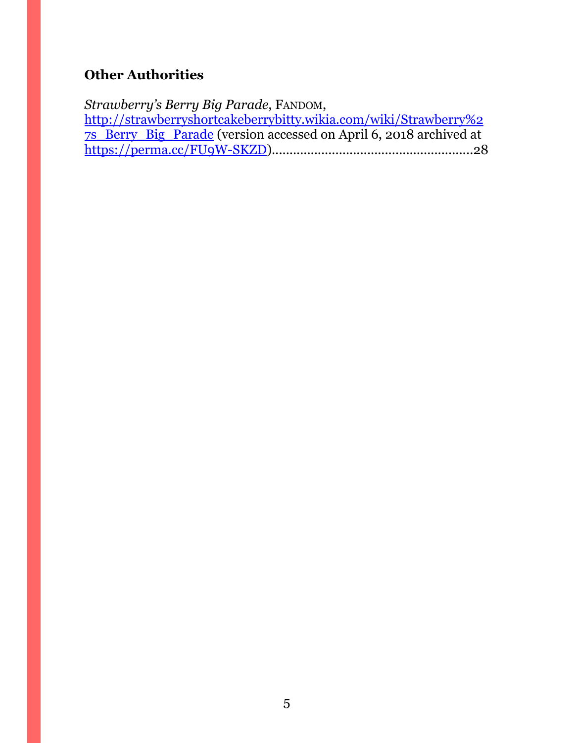**Other Authorities**

*Strawberry's Berry Big Parade*, FANDOM, http://strawberryshortcakeberrybitty.wikia.com/wiki/Strawberry%27s_Berry_Big_Parade (version accessed on April 6, 2018 archived at https://perma.cc/FU9W-SKZD)........................................................28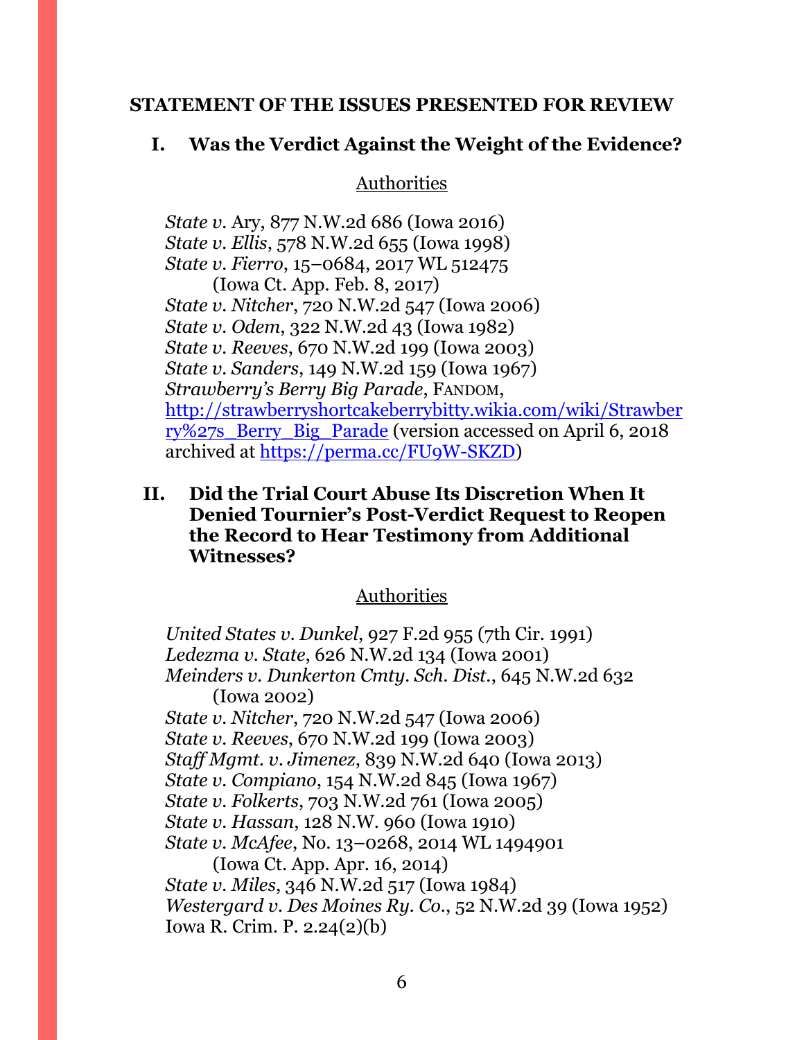## STATEMENT OF THE ISSUES PRESENTED FOR REVIEW

### I. Was the Verdict Against the Weight of the Evidence?

Authorities

*State v.* Ary, 877 N.W.2d 686 (Iowa 2016)
*State v. Ellis*, 578 N.W.2d 655 (Iowa 1998)
*State v. Fierro*, 15–0684, 2017 WL 512475
(Iowa Ct. App. Feb. 8, 2017)
*State v. Nitcher*, 720 N.W.2d 547 (Iowa 2006)
*State v. Odem*, 322 N.W.2d 43 (Iowa 1982)
*State v. Reeves*, 670 N.W.2d 199 (Iowa 2003)
*State v. Sanders*, 149 N.W.2d 159 (Iowa 1967)
*Strawberry's Berry Big Parade*, FANDOM, http://strawberryshortcakeberrybitty.wikia.com/wiki/Strawberry%27s_Berry_Big_Parade (version accessed on April 6, 2018 archived at https://perma.cc/FU9W-SKZD)

### II. Did the Trial Court Abuse Its Discretion When It Denied Tournier's Post-Verdict Request to Reopen the Record to Hear Testimony from Additional Witnesses?

Authorities

*United States v. Dunkel*, 927 F.2d 955 (7th Cir. 1991)
*Ledezma v. State*, 626 N.W.2d 134 (Iowa 2001)
*Meinders v. Dunkerton Cmty. Sch. Dist.*, 645 N.W.2d 632
(Iowa 2002)
*State v. Nitcher*, 720 N.W.2d 547 (Iowa 2006)
*State v. Reeves*, 670 N.W.2d 199 (Iowa 2003)
*Staff Mgmt. v. Jimenez*, 839 N.W.2d 640 (Iowa 2013)
*State v. Compiano*, 154 N.W.2d 845 (Iowa 1967)
*State v. Folkerts*, 703 N.W.2d 761 (Iowa 2005)
*State v. Hassan*, 128 N.W. 960 (Iowa 1910)
*State v. McAfee*, No. 13–0268, 2014 WL 1494901
(Iowa Ct. App. Apr. 16, 2014)
*State v. Miles*, 346 N.W.2d 517 (Iowa 1984)
*Westergard v. Des Moines Ry. Co.*, 52 N.W.2d 39 (Iowa 1952)
Iowa R. Crim. P. 2.24(2)(b)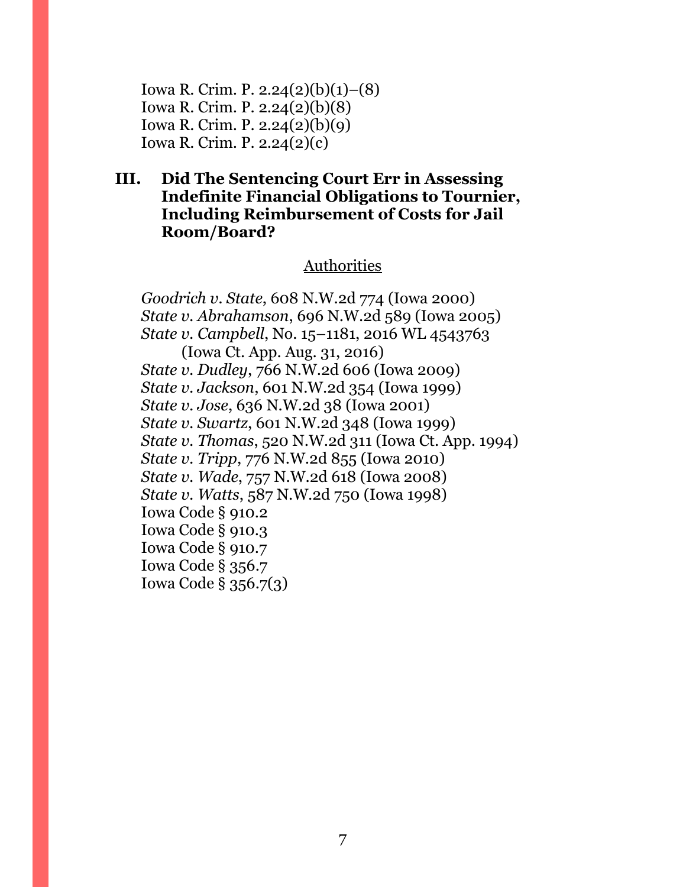Iowa R. Crim. P. 2.24(2)(b)(1)–(8)
Iowa R. Crim. P. 2.24(2)(b)(8)
Iowa R. Crim. P. 2.24(2)(b)(9)
Iowa R. Crim. P. 2.24(2)(c)

## III. Did The Sentencing Court Err in Assessing Indefinite Financial Obligations to Tournier, Including Reimbursement of Costs for Jail Room/Board?

Authorities

*Goodrich v. State*, 608 N.W.2d 774 (Iowa 2000)
*State v. Abrahamson*, 696 N.W.2d 589 (Iowa 2005)
*State v. Campbell*, No. 15–1181, 2016 WL 4543763 (Iowa Ct. App. Aug. 31, 2016)
*State v. Dudley*, 766 N.W.2d 606 (Iowa 2009)
*State v. Jackson*, 601 N.W.2d 354 (Iowa 1999)
*State v. Jose*, 636 N.W.2d 38 (Iowa 2001)
*State v. Swartz*, 601 N.W.2d 348 (Iowa 1999)
*State v. Thomas*, 520 N.W.2d 311 (Iowa Ct. App. 1994)
*State v. Tripp*, 776 N.W.2d 855 (Iowa 2010)
*State v. Wade*, 757 N.W.2d 618 (Iowa 2008)
*State v. Watts*, 587 N.W.2d 750 (Iowa 1998)
Iowa Code § 910.2
Iowa Code § 910.3
Iowa Code § 910.7
Iowa Code § 356.7
Iowa Code § 356.7(3)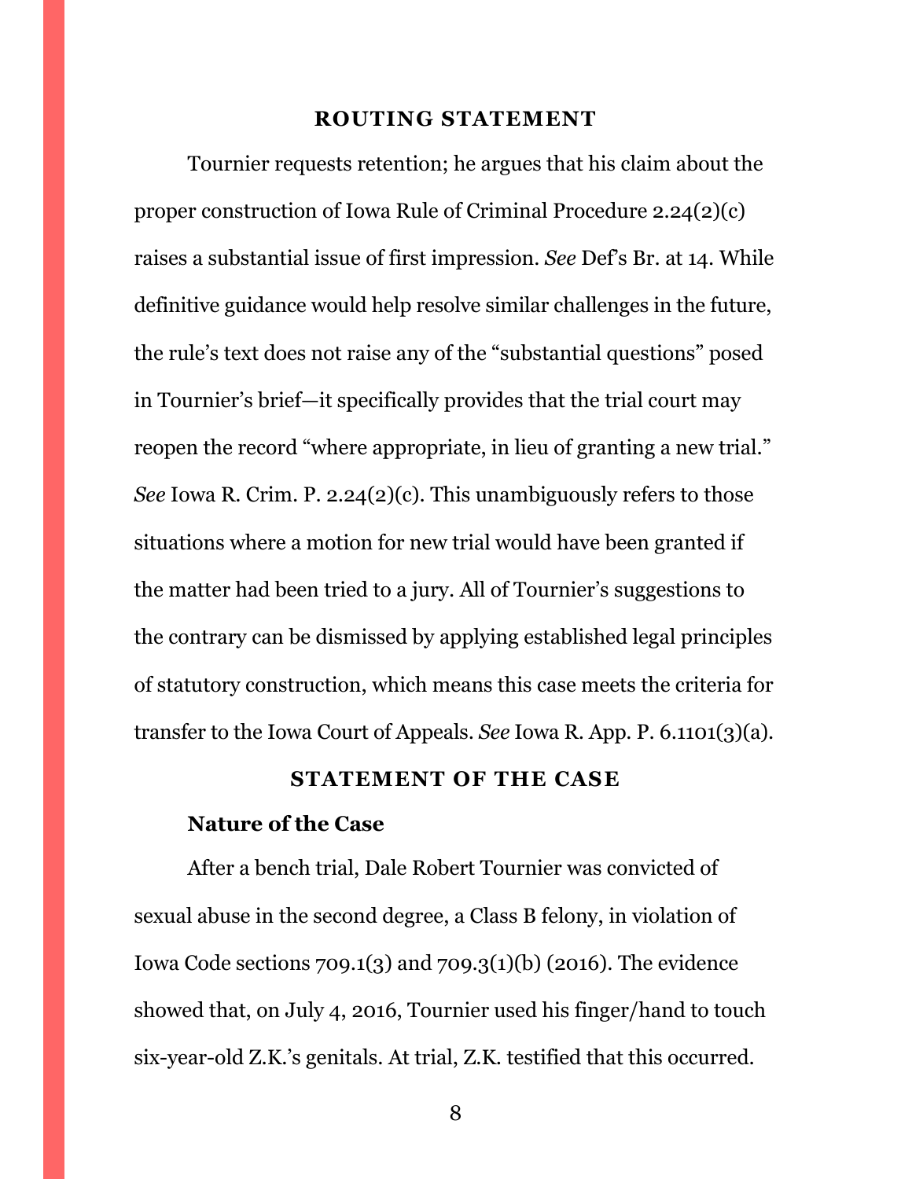## ROUTING STATEMENT

Tournier requests retention; he argues that his claim about the proper construction of Iowa Rule of Criminal Procedure 2.24(2)(c) raises a substantial issue of first impression. *See* Def's Br. at 14. While definitive guidance would help resolve similar challenges in the future, the rule's text does not raise any of the "substantial questions" posed in Tournier's brief—it specifically provides that the trial court may reopen the record "where appropriate, in lieu of granting a new trial." *See* Iowa R. Crim. P. 2.24(2)(c). This unambiguously refers to those situations where a motion for new trial would have been granted if the matter had been tried to a jury. All of Tournier's suggestions to the contrary can be dismissed by applying established legal principles of statutory construction, which means this case meets the criteria for transfer to the Iowa Court of Appeals. *See* Iowa R. App. P. 6.1101(3)(a).

## STATEMENT OF THE CASE

### Nature of the Case

After a bench trial, Dale Robert Tournier was convicted of sexual abuse in the second degree, a Class B felony, in violation of Iowa Code sections 709.1(3) and 709.3(1)(b) (2016). The evidence showed that, on July 4, 2016, Tournier used his finger/hand to touch six-year-old Z.K.'s genitals. At trial, Z.K. testified that this occurred.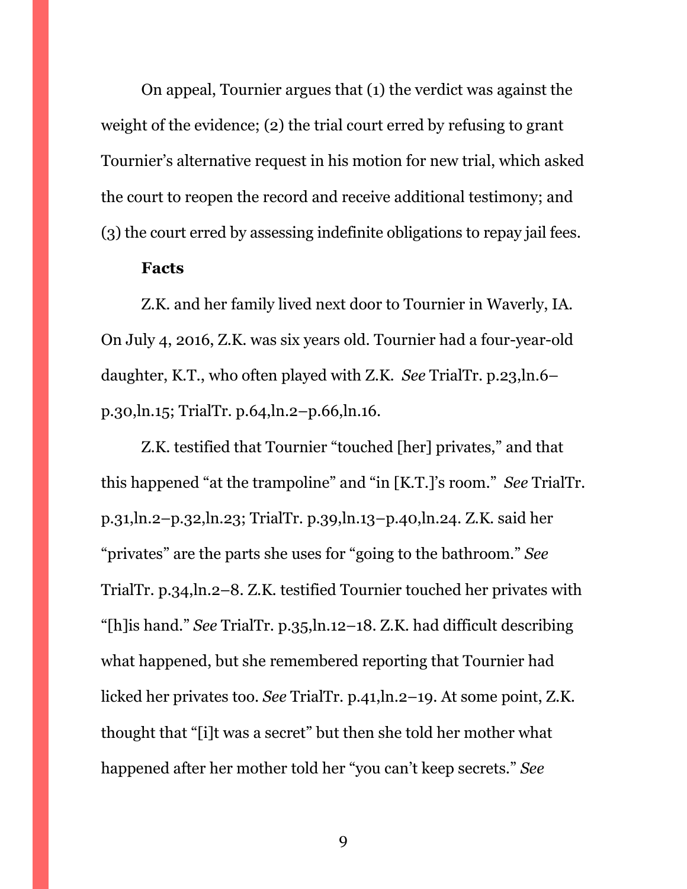On appeal, Tournier argues that (1) the verdict was against the weight of the evidence; (2) the trial court erred by refusing to grant Tournier's alternative request in his motion for new trial, which asked the court to reopen the record and receive additional testimony; and (3) the court erred by assessing indefinite obligations to repay jail fees.

**Facts**

Z.K. and her family lived next door to Tournier in Waverly, IA. On July 4, 2016, Z.K. was six years old. Tournier had a four-year-old daughter, K.T., who often played with Z.K. *See* TrialTr. p.23,ln.6–p.30,ln.15; TrialTr. p.64,ln.2–p.66,ln.16.

Z.K. testified that Tournier "touched [her] privates," and that this happened "at the trampoline" and "in [K.T.]'s room." *See* TrialTr. p.31,ln.2–p.32,ln.23; TrialTr. p.39,ln.13–p.40,ln.24. Z.K. said her "privates" are the parts she uses for "going to the bathroom." *See* TrialTr. p.34,ln.2–8. Z.K. testified Tournier touched her privates with "[h]is hand." *See* TrialTr. p.35,ln.12–18. Z.K. had difficult describing what happened, but she remembered reporting that Tournier had licked her privates too. *See* TrialTr. p.41,ln.2–19. At some point, Z.K. thought that "[i]t was a secret" but then she told her mother what happened after her mother told her "you can't keep secrets." *See*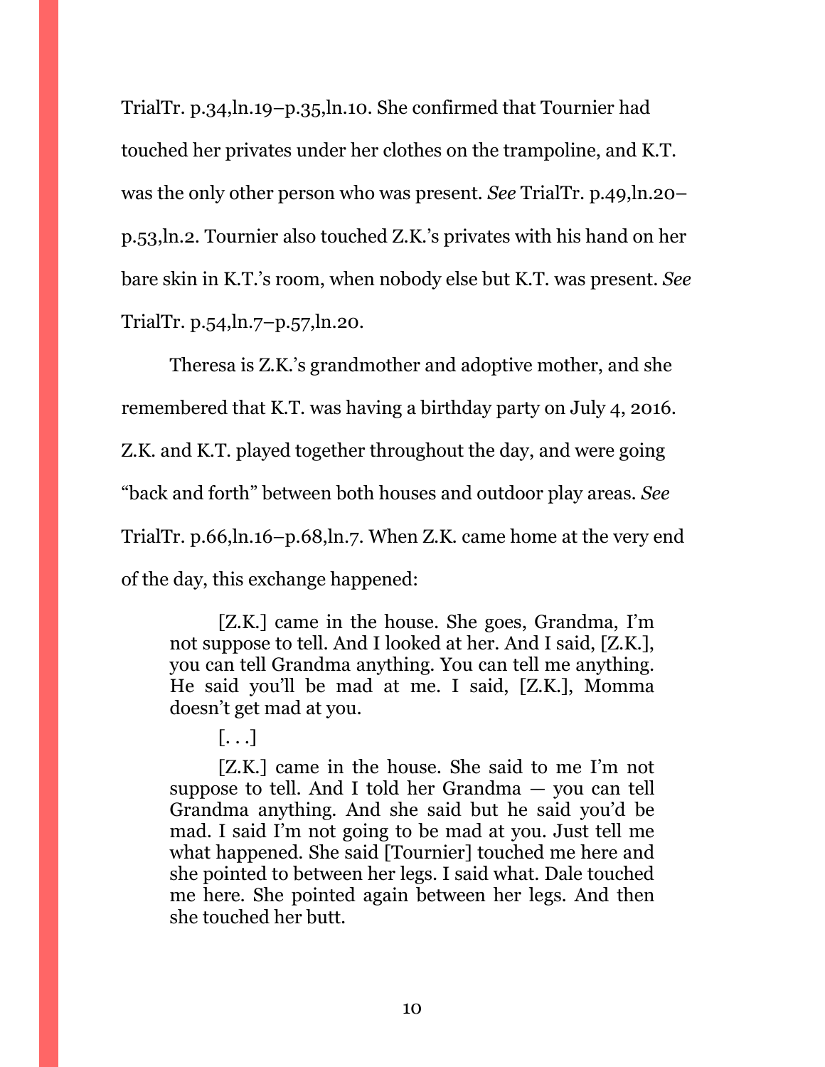TrialTr. p.34,ln.19–p.35,ln.10. She confirmed that Tournier had touched her privates under her clothes on the trampoline, and K.T. was the only other person who was present. *See* TrialTr. p.49,ln.20–p.53,ln.2. Tournier also touched Z.K.'s privates with his hand on her bare skin in K.T.'s room, when nobody else but K.T. was present. *See* TrialTr. p.54,ln.7–p.57,ln.20.

Theresa is Z.K.'s grandmother and adoptive mother, and she remembered that K.T. was having a birthday party on July 4, 2016. Z.K. and K.T. played together throughout the day, and were going "back and forth" between both houses and outdoor play areas. *See* TrialTr. p.66,ln.16–p.68,ln.7. When Z.K. came home at the very end of the day, this exchange happened:

> [Z.K.] came in the house. She goes, Grandma, I'm not suppose to tell. And I looked at her. And I said, [Z.K.], you can tell Grandma anything. You can tell me anything. He said you'll be mad at me. I said, [Z.K.], Momma doesn't get mad at you.
>
> [. . .]
>
> [Z.K.] came in the house. She said to me I'm not suppose to tell. And I told her Grandma — you can tell Grandma anything. And she said but he said you'd be mad. I said I'm not going to be mad at you. Just tell me what happened. She said [Tournier] touched me here and she pointed to between her legs. I said what. Dale touched me here. She pointed again between her legs. And then she touched her butt.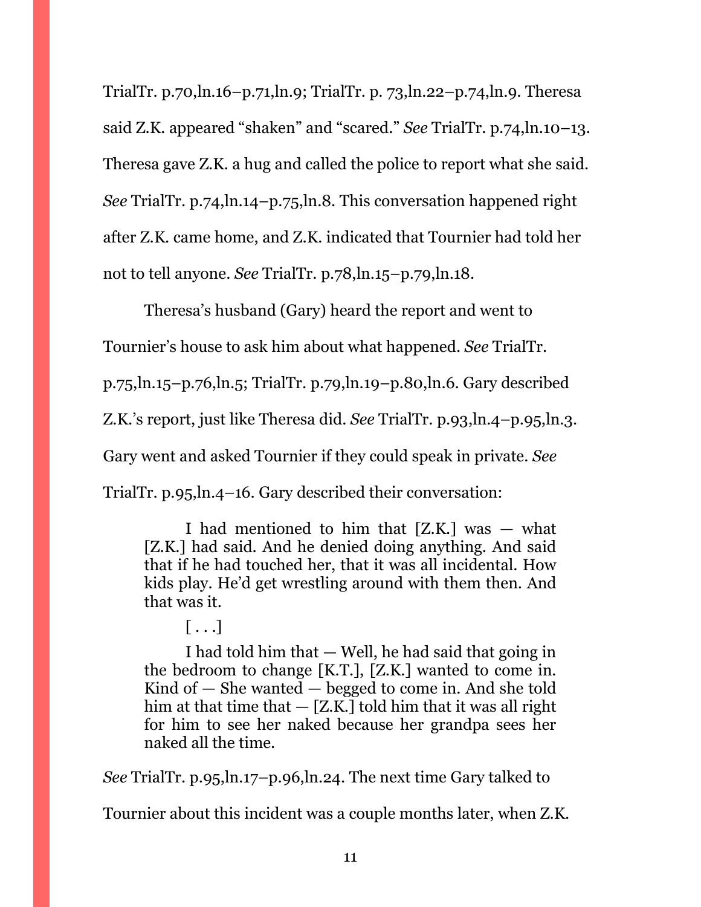TrialTr. p.70,ln.16–p.71,ln.9; TrialTr. p. 73,ln.22–p.74,ln.9. Theresa said Z.K. appeared "shaken" and "scared." *See* TrialTr. p.74,ln.10–13. Theresa gave Z.K. a hug and called the police to report what she said. *See* TrialTr. p.74,ln.14–p.75,ln.8. This conversation happened right after Z.K. came home, and Z.K. indicated that Tournier had told her not to tell anyone. *See* TrialTr. p.78,ln.15–p.79,ln.18.

Theresa's husband (Gary) heard the report and went to Tournier's house to ask him about what happened. *See* TrialTr. p.75,ln.15–p.76,ln.5; TrialTr. p.79,ln.19–p.80,ln.6. Gary described Z.K.'s report, just like Theresa did. *See* TrialTr. p.93,ln.4–p.95,ln.3. Gary went and asked Tournier if they could speak in private. *See* TrialTr. p.95,ln.4–16. Gary described their conversation:

> I had mentioned to him that [Z.K.] was — what [Z.K.] had said. And he denied doing anything. And said that if he had touched her, that it was all incidental. How kids play. He'd get wrestling around with them then. And that was it.
>
> [ . . .]
>
> I had told him that — Well, he had said that going in the bedroom to change [K.T.], [Z.K.] wanted to come in. Kind of — She wanted — begged to come in. And she told him at that time that — [Z.K.] told him that it was all right for him to see her naked because her grandpa sees her naked all the time.

*See* TrialTr. p.95,ln.17–p.96,ln.24. The next time Gary talked to Tournier about this incident was a couple months later, when Z.K.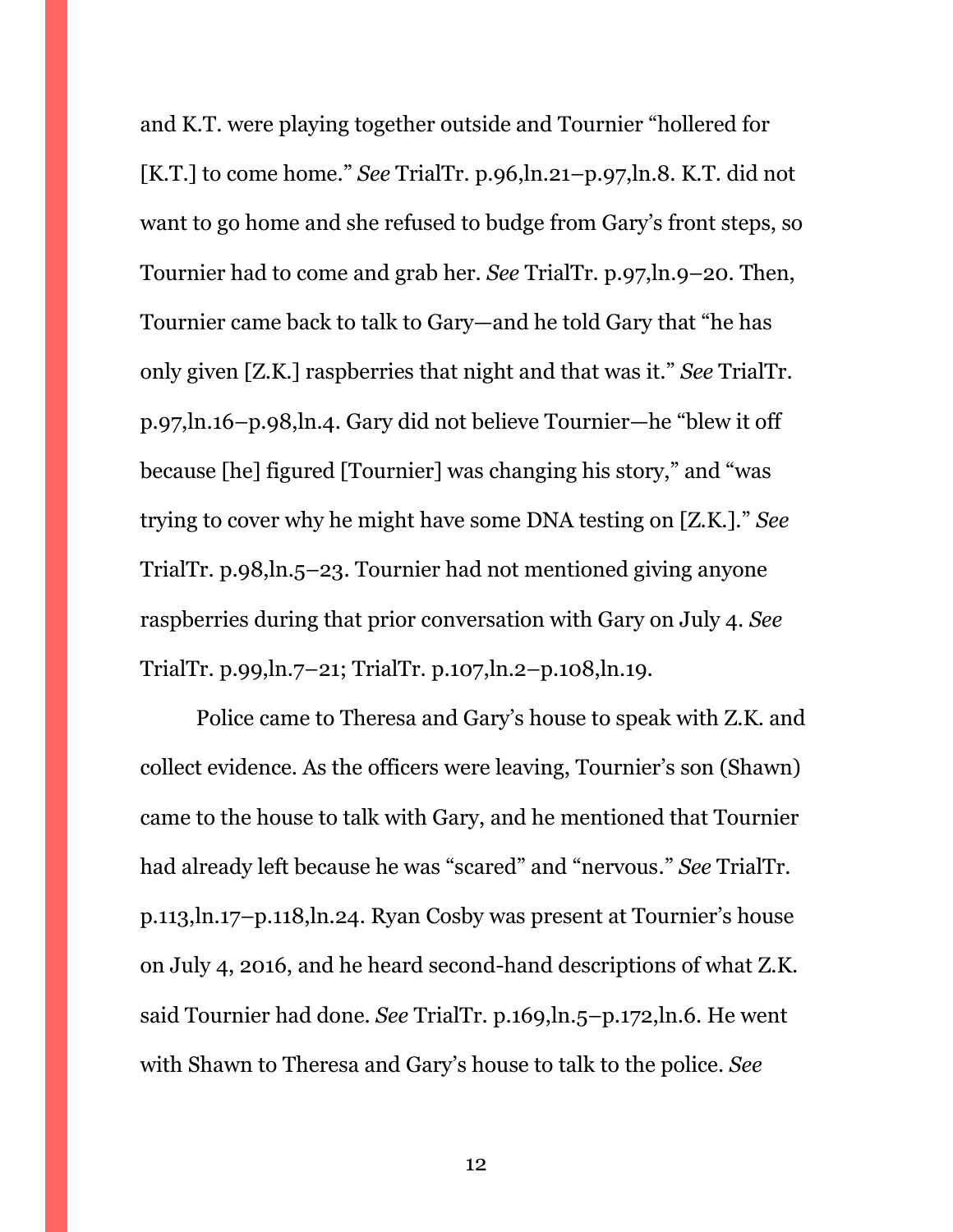and K.T. were playing together outside and Tournier "hollered for [K.T.] to come home." *See* TrialTr. p.96,ln.21–p.97,ln.8. K.T. did not want to go home and she refused to budge from Gary's front steps, so Tournier had to come and grab her. *See* TrialTr. p.97,ln.9–20. Then, Tournier came back to talk to Gary—and he told Gary that "he has only given [Z.K.] raspberries that night and that was it." *See* TrialTr. p.97,ln.16–p.98,ln.4. Gary did not believe Tournier—he "blew it off because [he] figured [Tournier] was changing his story," and "was trying to cover why he might have some DNA testing on [Z.K.]." *See* TrialTr. p.98,ln.5–23. Tournier had not mentioned giving anyone raspberries during that prior conversation with Gary on July 4. *See* TrialTr. p.99,ln.7–21; TrialTr. p.107,ln.2–p.108,ln.19.

Police came to Theresa and Gary's house to speak with Z.K. and collect evidence. As the officers were leaving, Tournier's son (Shawn) came to the house to talk with Gary, and he mentioned that Tournier had already left because he was "scared" and "nervous." *See* TrialTr. p.113,ln.17–p.118,ln.24. Ryan Cosby was present at Tournier's house on July 4, 2016, and he heard second-hand descriptions of what Z.K. said Tournier had done. *See* TrialTr. p.169,ln.5–p.172,ln.6. He went with Shawn to Theresa and Gary's house to talk to the police. *See*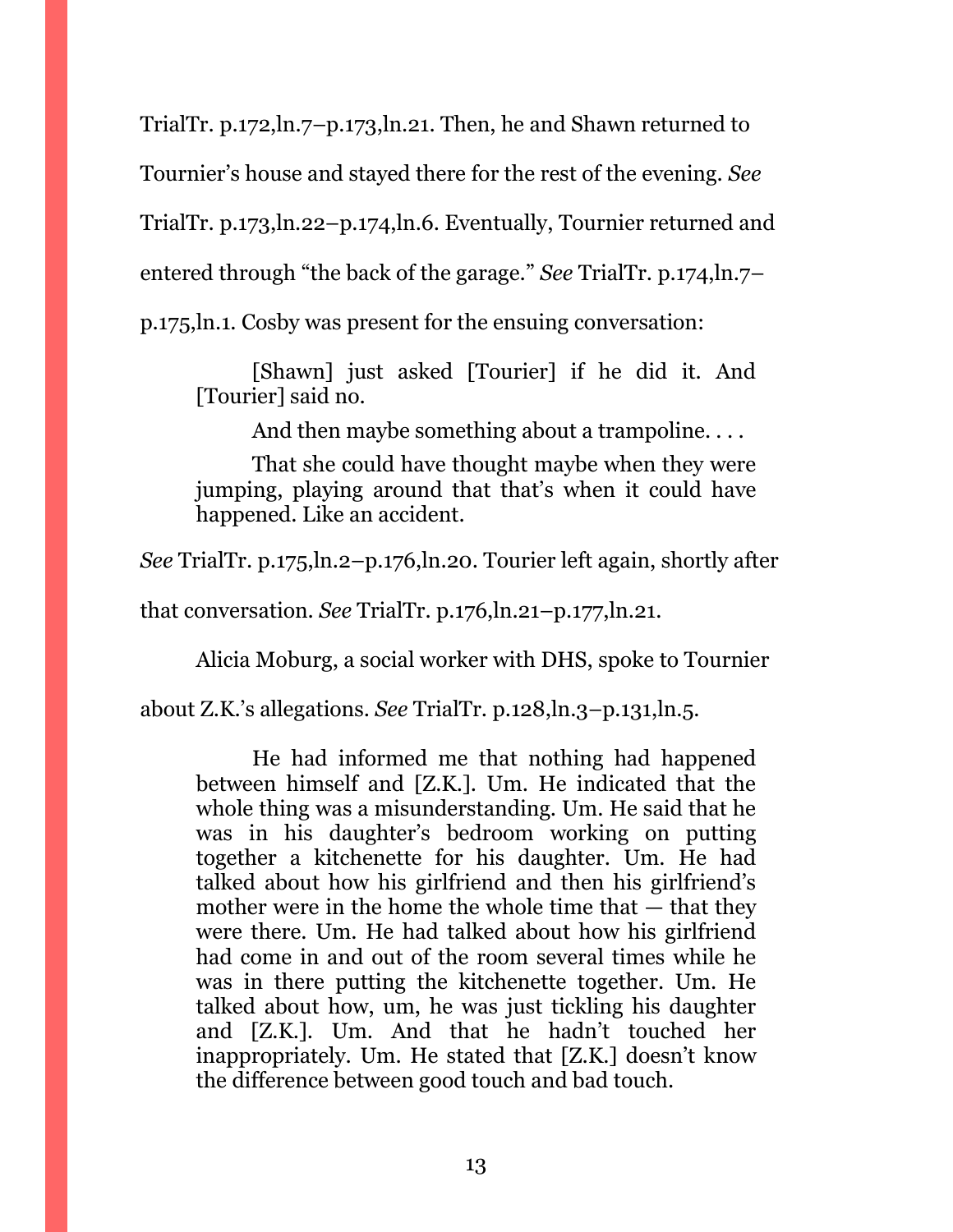TrialTr. p.172,ln.7–p.173,ln.21. Then, he and Shawn returned to Tournier's house and stayed there for the rest of the evening. *See* TrialTr. p.173,ln.22–p.174,ln.6. Eventually, Tournier returned and entered through "the back of the garage." *See* TrialTr. p.174,ln.7–p.175,ln.1. Cosby was present for the ensuing conversation:

> [Shawn] just asked [Tourier] if he did it. And [Tourier] said no.
>
> And then maybe something about a trampoline. . . .
>
> That she could have thought maybe when they were jumping, playing around that that's when it could have happened. Like an accident.

*See* TrialTr. p.175,ln.2–p.176,ln.20. Tourier left again, shortly after that conversation. *See* TrialTr. p.176,ln.21–p.177,ln.21.

Alicia Moburg, a social worker with DHS, spoke to Tournier about Z.K.'s allegations. *See* TrialTr. p.128,ln.3–p.131,ln.5.

> He had informed me that nothing had happened between himself and [Z.K.]. Um. He indicated that the whole thing was a misunderstanding. Um. He said that he was in his daughter's bedroom working on putting together a kitchenette for his daughter. Um. He had talked about how his girlfriend and then his girlfriend's mother were in the home the whole time that — that they were there. Um. He had talked about how his girlfriend had come in and out of the room several times while he was in there putting the kitchenette together. Um. He talked about how, um, he was just tickling his daughter and [Z.K.]. Um. And that he hadn't touched her inappropriately. Um. He stated that [Z.K.] doesn't know the difference between good touch and bad touch.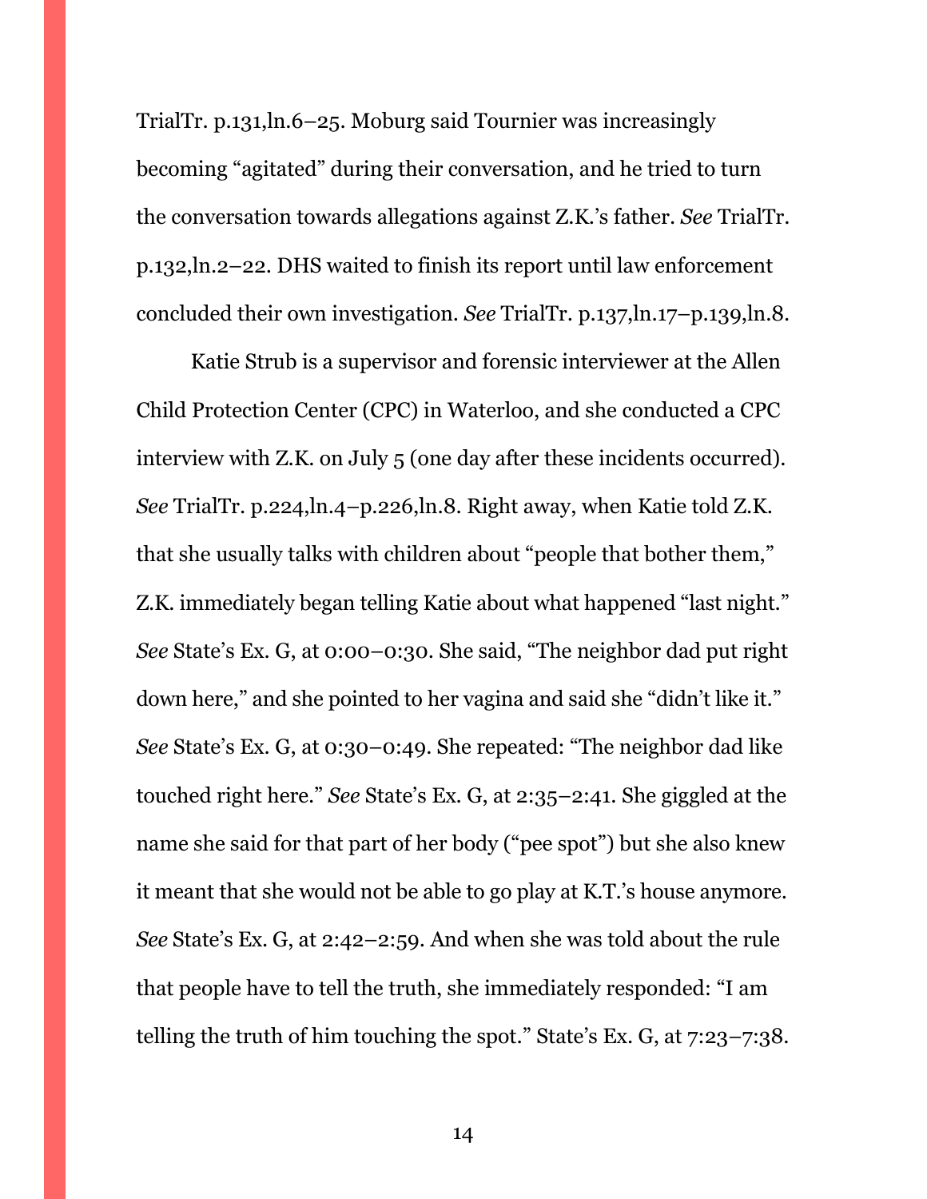TrialTr. p.131,ln.6–25. Moburg said Tournier was increasingly becoming "agitated" during their conversation, and he tried to turn the conversation towards allegations against Z.K.'s father. *See* TrialTr. p.132,ln.2–22. DHS waited to finish its report until law enforcement concluded their own investigation. *See* TrialTr. p.137,ln.17–p.139,ln.8.

Katie Strub is a supervisor and forensic interviewer at the Allen Child Protection Center (CPC) in Waterloo, and she conducted a CPC interview with Z.K. on July 5 (one day after these incidents occurred). *See* TrialTr. p.224,ln.4–p.226,ln.8. Right away, when Katie told Z.K. that she usually talks with children about "people that bother them," Z.K. immediately began telling Katie about what happened "last night." *See* State's Ex. G, at 0:00–0:30. She said, "The neighbor dad put right down here," and she pointed to her vagina and said she "didn't like it." *See* State's Ex. G, at 0:30–0:49. She repeated: "The neighbor dad like touched right here." *See* State's Ex. G, at 2:35–2:41. She giggled at the name she said for that part of her body ("pee spot") but she also knew it meant that she would not be able to go play at K.T.'s house anymore. *See* State's Ex. G, at 2:42–2:59. And when she was told about the rule that people have to tell the truth, she immediately responded: "I am telling the truth of him touching the spot." State's Ex. G, at 7:23–7:38.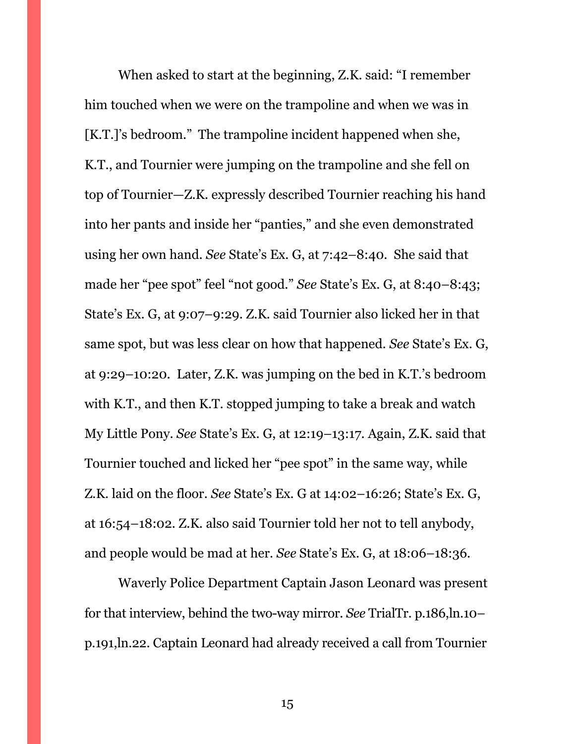When asked to start at the beginning, Z.K. said: "I remember him touched when we were on the trampoline and when we was in [K.T.]'s bedroom." The trampoline incident happened when she, K.T., and Tournier were jumping on the trampoline and she fell on top of Tournier—Z.K. expressly described Tournier reaching his hand into her pants and inside her "panties," and she even demonstrated using her own hand. *See* State's Ex. G, at 7:42–8:40. She said that made her "pee spot" feel "not good." *See* State's Ex. G, at 8:40–8:43; State's Ex. G, at 9:07–9:29. Z.K. said Tournier also licked her in that same spot, but was less clear on how that happened. *See* State's Ex. G, at 9:29–10:20. Later, Z.K. was jumping on the bed in K.T.'s bedroom with K.T., and then K.T. stopped jumping to take a break and watch My Little Pony. *See* State's Ex. G, at 12:19–13:17. Again, Z.K. said that Tournier touched and licked her "pee spot" in the same way, while Z.K. laid on the floor. *See* State's Ex. G at 14:02–16:26; State's Ex. G, at 16:54–18:02. Z.K. also said Tournier told her not to tell anybody, and people would be mad at her. *See* State's Ex. G, at 18:06–18:36.

Waverly Police Department Captain Jason Leonard was present for that interview, behind the two-way mirror. *See* TrialTr. p.186,ln.10–p.191,ln.22. Captain Leonard had already received a call from Tournier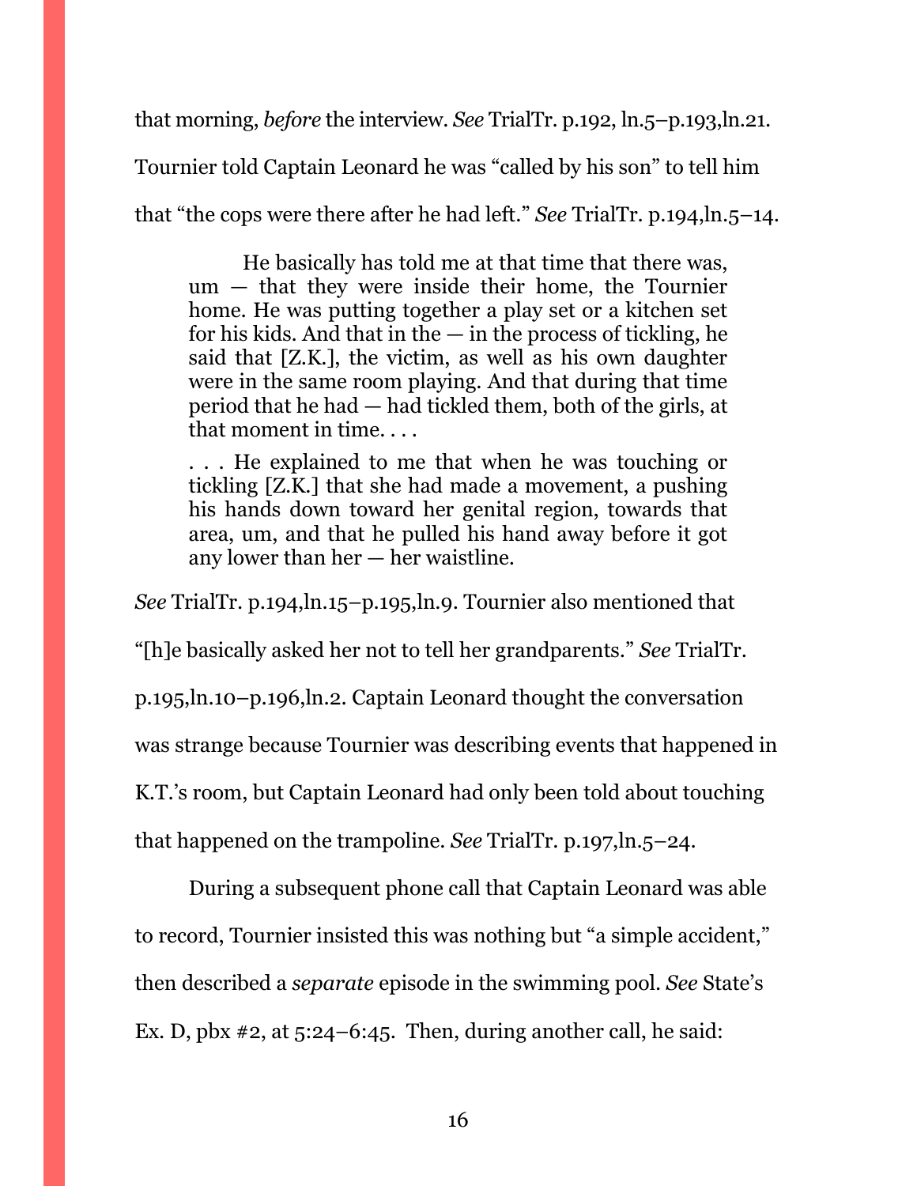that morning, *before* the interview. *See* TrialTr. p.192, ln.5–p.193,ln.21. Tournier told Captain Leonard he was "called by his son" to tell him that "the cops were there after he had left." *See* TrialTr. p.194,ln.5–14.

> He basically has told me at that time that there was, um — that they were inside their home, the Tournier home. He was putting together a play set or a kitchen set for his kids. And that in the — in the process of tickling, he said that [Z.K.], the victim, as well as his own daughter were in the same room playing. And that during that time period that he had — had tickled them, both of the girls, at that moment in time. . . .
>
> . . . He explained to me that when he was touching or tickling [Z.K.] that she had made a movement, a pushing his hands down toward her genital region, towards that area, um, and that he pulled his hand away before it got any lower than her — her waistline.

*See* TrialTr. p.194,ln.15–p.195,ln.9. Tournier also mentioned that "[h]e basically asked her not to tell her grandparents." *See* TrialTr. p.195,ln.10–p.196,ln.2. Captain Leonard thought the conversation was strange because Tournier was describing events that happened in K.T.'s room, but Captain Leonard had only been told about touching that happened on the trampoline. *See* TrialTr. p.197,ln.5–24.

During a subsequent phone call that Captain Leonard was able to record, Tournier insisted this was nothing but "a simple accident," then described a *separate* episode in the swimming pool. *See* State's Ex. D, pbx #2, at 5:24–6:45. Then, during another call, he said: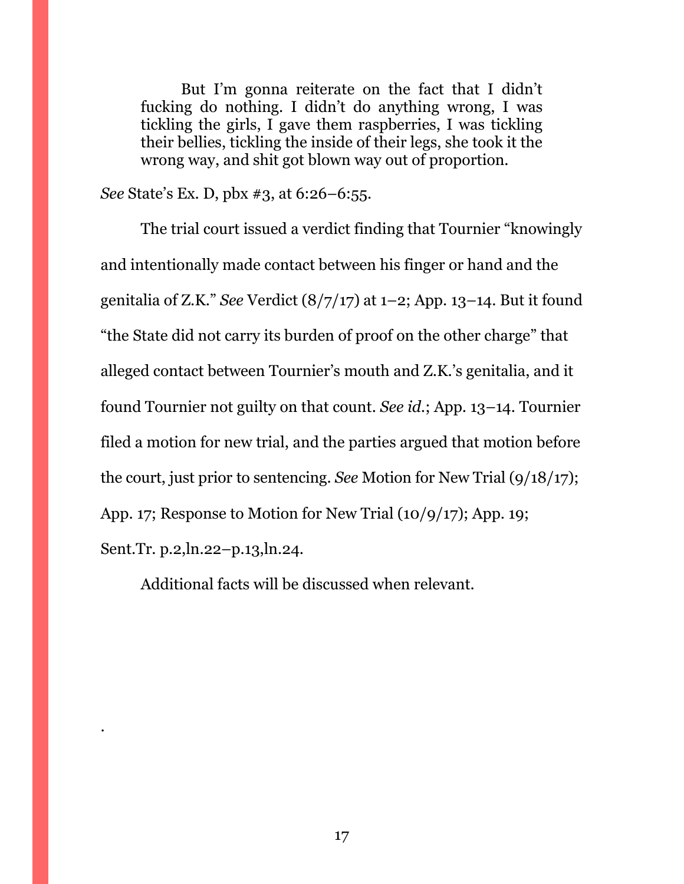> But I'm gonna reiterate on the fact that I didn't fucking do nothing. I didn't do anything wrong, I was tickling the girls, I gave them raspberries, I was tickling their bellies, tickling the inside of their legs, she took it the wrong way, and shit got blown way out of proportion.

*See* State's Ex. D, pbx #3, at 6:26–6:55.

The trial court issued a verdict finding that Tournier "knowingly and intentionally made contact between his finger or hand and the genitalia of Z.K." *See* Verdict (8/7/17) at 1–2; App. 13–14. But it found "the State did not carry its burden of proof on the other charge" that alleged contact between Tournier's mouth and Z.K.'s genitalia, and it found Tournier not guilty on that count. *See id.*; App. 13–14. Tournier filed a motion for new trial, and the parties argued that motion before the court, just prior to sentencing. *See* Motion for New Trial (9/18/17); App. 17; Response to Motion for New Trial (10/9/17); App. 19; Sent.Tr. p.2,ln.22–p.13,ln.24.

Additional facts will be discussed when relevant.

.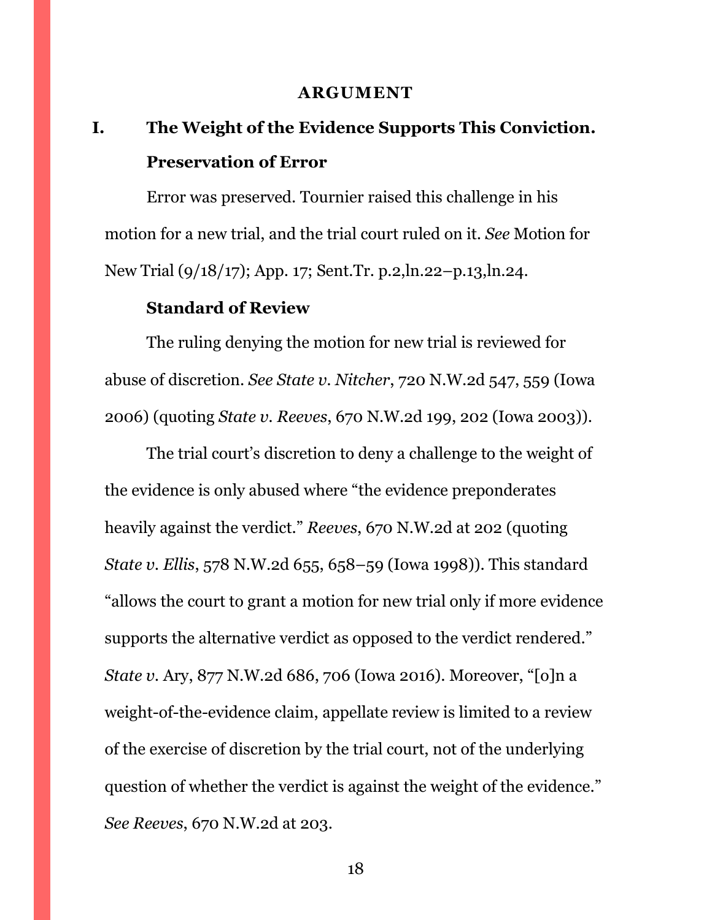## ARGUMENT

### I. The Weight of the Evidence Supports This Conviction.

#### Preservation of Error

Error was preserved. Tournier raised this challenge in his motion for a new trial, and the trial court ruled on it. *See* Motion for New Trial (9/18/17); App. 17; Sent.Tr. p.2,ln.22–p.13,ln.24.

#### Standard of Review

The ruling denying the motion for new trial is reviewed for abuse of discretion. *See State v. Nitcher*, 720 N.W.2d 547, 559 (Iowa 2006) (quoting *State v. Reeves*, 670 N.W.2d 199, 202 (Iowa 2003)).

The trial court's discretion to deny a challenge to the weight of the evidence is only abused where "the evidence preponderates heavily against the verdict." *Reeves*, 670 N.W.2d at 202 (quoting *State v. Ellis*, 578 N.W.2d 655, 658–59 (Iowa 1998)). This standard "allows the court to grant a motion for new trial only if more evidence supports the alternative verdict as opposed to the verdict rendered." *State v.* Ary, 877 N.W.2d 686, 706 (Iowa 2016). Moreover, "[o]n a weight-of-the-evidence claim, appellate review is limited to a review of the exercise of discretion by the trial court, not of the underlying question of whether the verdict is against the weight of the evidence." *See Reeves*, 670 N.W.2d at 203.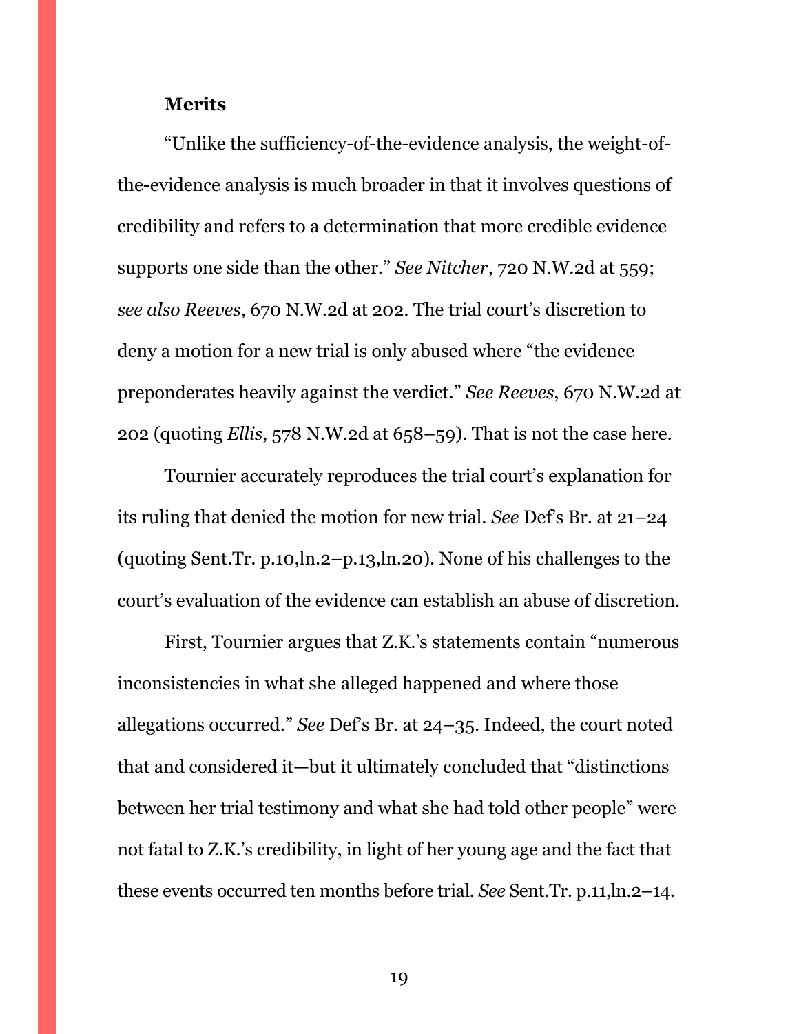**Merits**

"Unlike the sufficiency-of-the-evidence analysis, the weight-of-the-evidence analysis is much broader in that it involves questions of credibility and refers to a determination that more credible evidence supports one side than the other." *See Nitcher*, 720 N.W.2d at 559; *see also Reeves*, 670 N.W.2d at 202. The trial court's discretion to deny a motion for a new trial is only abused where "the evidence preponderates heavily against the verdict." *See Reeves*, 670 N.W.2d at 202 (quoting *Ellis*, 578 N.W.2d at 658–59). That is not the case here.

Tournier accurately reproduces the trial court's explanation for its ruling that denied the motion for new trial. *See* Def's Br. at 21–24 (quoting Sent.Tr. p.10,ln.2–p.13,ln.20). None of his challenges to the court's evaluation of the evidence can establish an abuse of discretion.

First, Tournier argues that Z.K.'s statements contain "numerous inconsistencies in what she alleged happened and where those allegations occurred." *See* Def's Br. at 24–35. Indeed, the court noted that and considered it—but it ultimately concluded that "distinctions between her trial testimony and what she had told other people" were not fatal to Z.K.'s credibility, in light of her young age and the fact that these events occurred ten months before trial. *See* Sent.Tr. p.11,ln.2–14.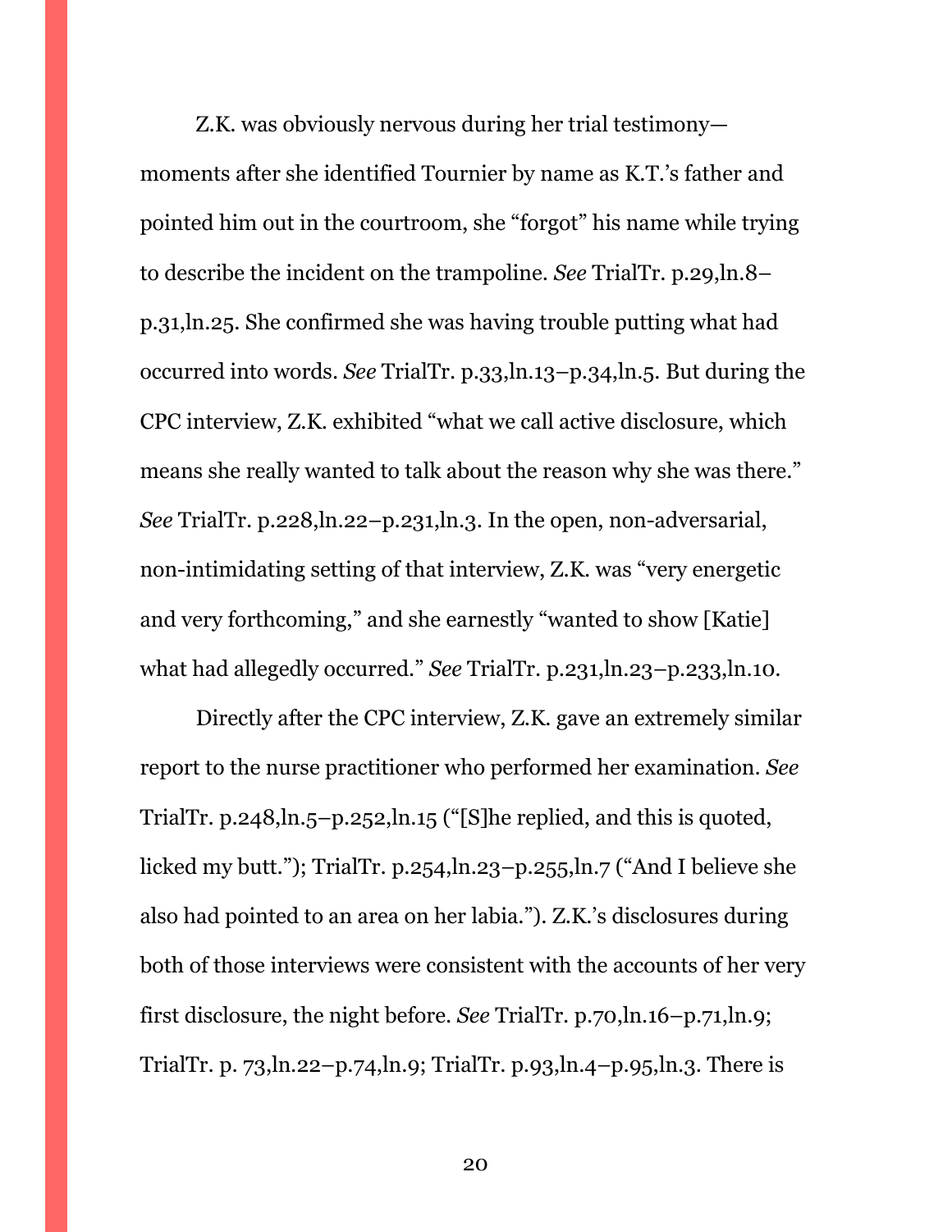Z.K. was obviously nervous during her trial testimony—moments after she identified Tournier by name as K.T.'s father and pointed him out in the courtroom, she "forgot" his name while trying to describe the incident on the trampoline. *See* TrialTr. p.29,ln.8–p.31,ln.25. She confirmed she was having trouble putting what had occurred into words. *See* TrialTr. p.33,ln.13–p.34,ln.5. But during the CPC interview, Z.K. exhibited "what we call active disclosure, which means she really wanted to talk about the reason why she was there." *See* TrialTr. p.228,ln.22–p.231,ln.3. In the open, non-adversarial, non-intimidating setting of that interview, Z.K. was "very energetic and very forthcoming," and she earnestly "wanted to show [Katie] what had allegedly occurred." *See* TrialTr. p.231,ln.23–p.233,ln.10.

Directly after the CPC interview, Z.K. gave an extremely similar report to the nurse practitioner who performed her examination. *See* TrialTr. p.248,ln.5–p.252,ln.15 ("[S]he replied, and this is quoted, licked my butt."); TrialTr. p.254,ln.23–p.255,ln.7 ("And I believe she also had pointed to an area on her labia."). Z.K.'s disclosures during both of those interviews were consistent with the accounts of her very first disclosure, the night before. *See* TrialTr. p.70,ln.16–p.71,ln.9; TrialTr. p. 73,ln.22–p.74,ln.9; TrialTr. p.93,ln.4–p.95,ln.3. There is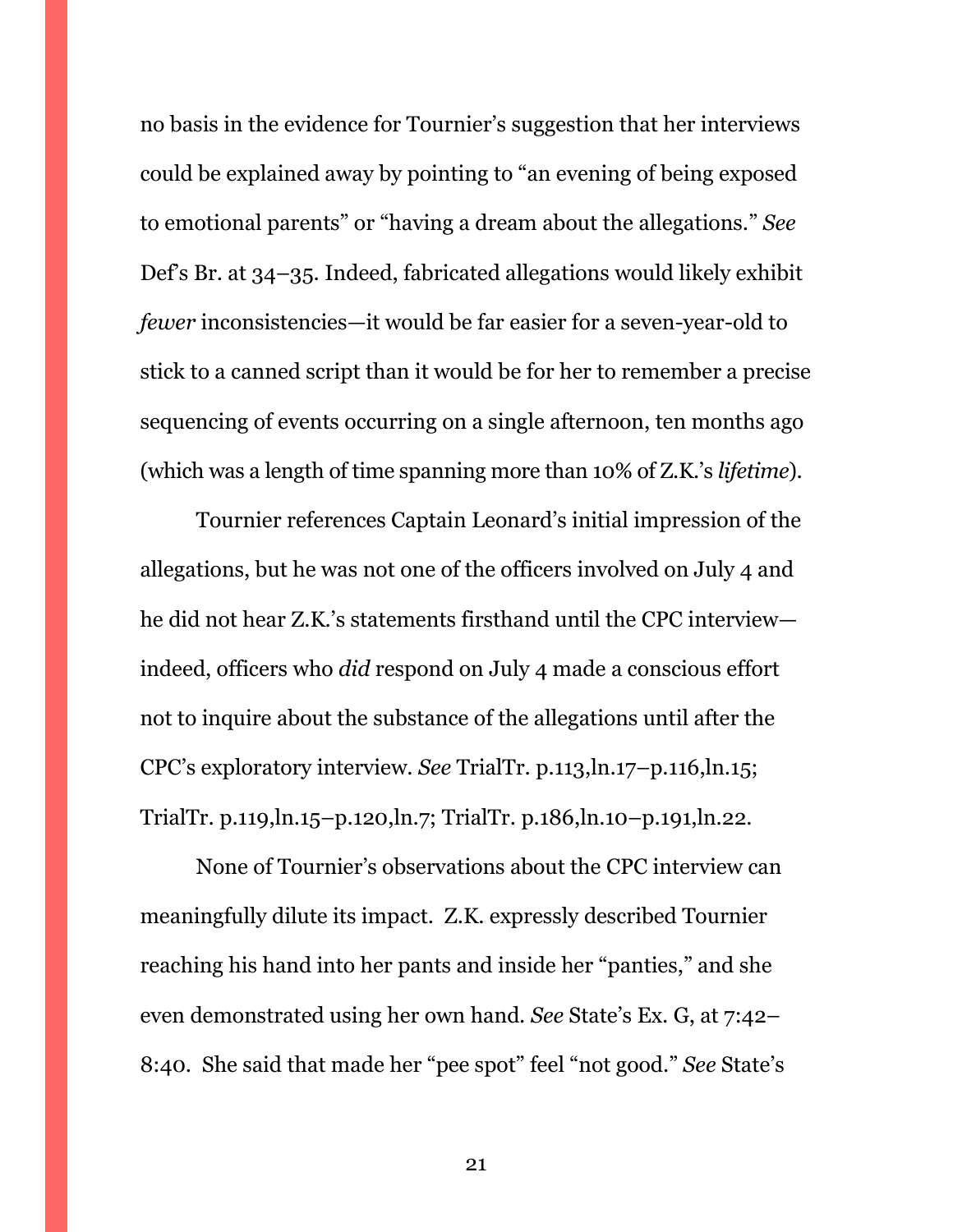no basis in the evidence for Tournier's suggestion that her interviews could be explained away by pointing to "an evening of being exposed to emotional parents" or "having a dream about the allegations." *See* Def's Br. at 34–35. Indeed, fabricated allegations would likely exhibit *fewer* inconsistencies—it would be far easier for a seven-year-old to stick to a canned script than it would be for her to remember a precise sequencing of events occurring on a single afternoon, ten months ago (which was a length of time spanning more than 10% of Z.K.'s *lifetime*).

Tournier references Captain Leonard's initial impression of the allegations, but he was not one of the officers involved on July 4 and he did not hear Z.K.'s statements firsthand until the CPC interview—indeed, officers who *did* respond on July 4 made a conscious effort not to inquire about the substance of the allegations until after the CPC's exploratory interview. *See* TrialTr. p.113,ln.17–p.116,ln.15; TrialTr. p.119,ln.15–p.120,ln.7; TrialTr. p.186,ln.10–p.191,ln.22.

None of Tournier's observations about the CPC interview can meaningfully dilute its impact. Z.K. expressly described Tournier reaching his hand into her pants and inside her "panties," and she even demonstrated using her own hand. *See* State's Ex. G, at 7:42–8:40. She said that made her "pee spot" feel "not good." *See* State's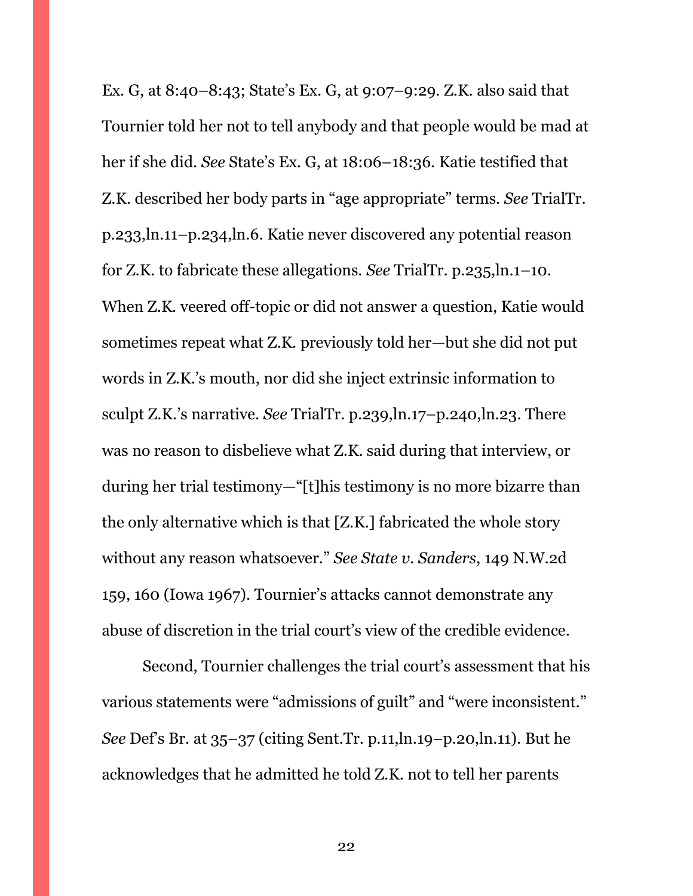Ex. G, at 8:40–8:43; State's Ex. G, at 9:07–9:29. Z.K. also said that Tournier told her not to tell anybody and that people would be mad at her if she did. *See* State's Ex. G, at 18:06–18:36. Katie testified that Z.K. described her body parts in "age appropriate" terms. *See* TrialTr. p.233,ln.11–p.234,ln.6. Katie never discovered any potential reason for Z.K. to fabricate these allegations. *See* TrialTr. p.235,ln.1–10. When Z.K. veered off-topic or did not answer a question, Katie would sometimes repeat what Z.K. previously told her—but she did not put words in Z.K.'s mouth, nor did she inject extrinsic information to sculpt Z.K.'s narrative. *See* TrialTr. p.239,ln.17–p.240,ln.23. There was no reason to disbelieve what Z.K. said during that interview, or during her trial testimony—"[t]his testimony is no more bizarre than the only alternative which is that [Z.K.] fabricated the whole story without any reason whatsoever." *See State v. Sanders*, 149 N.W.2d 159, 160 (Iowa 1967). Tournier's attacks cannot demonstrate any abuse of discretion in the trial court's view of the credible evidence.

Second, Tournier challenges the trial court's assessment that his various statements were "admissions of guilt" and "were inconsistent." *See* Def's Br. at 35–37 (citing Sent.Tr. p.11,ln.19–p.20,ln.11). But he acknowledges that he admitted he told Z.K. not to tell her parents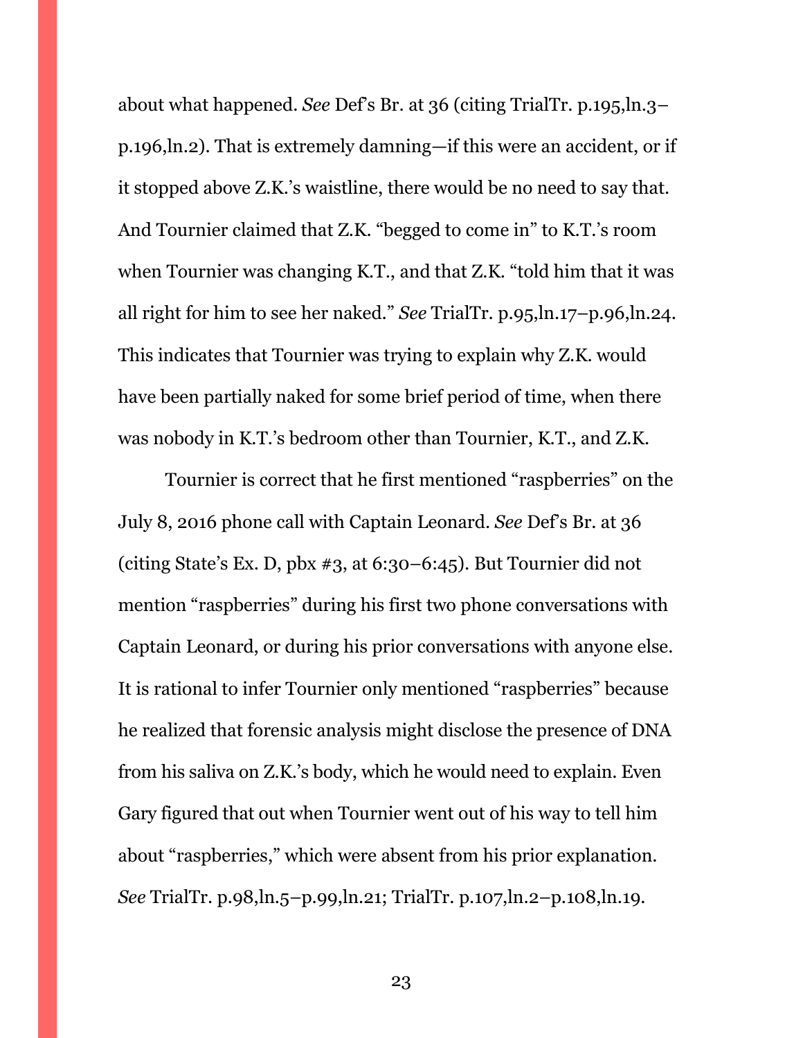about what happened. *See* Def's Br. at 36 (citing TrialTr. p.195,ln.3–p.196,ln.2). That is extremely damning—if this were an accident, or if it stopped above Z.K.'s waistline, there would be no need to say that. And Tournier claimed that Z.K. "begged to come in" to K.T.'s room when Tournier was changing K.T., and that Z.K. "told him that it was all right for him to see her naked." *See* TrialTr. p.95,ln.17–p.96,ln.24. This indicates that Tournier was trying to explain why Z.K. would have been partially naked for some brief period of time, when there was nobody in K.T.'s bedroom other than Tournier, K.T., and Z.K.

Tournier is correct that he first mentioned "raspberries" on the July 8, 2016 phone call with Captain Leonard. *See* Def's Br. at 36 (citing State's Ex. D, pbx #3, at 6:30–6:45). But Tournier did not mention "raspberries" during his first two phone conversations with Captain Leonard, or during his prior conversations with anyone else. It is rational to infer Tournier only mentioned "raspberries" because he realized that forensic analysis might disclose the presence of DNA from his saliva on Z.K.'s body, which he would need to explain. Even Gary figured that out when Tournier went out of his way to tell him about "raspberries," which were absent from his prior explanation. *See* TrialTr. p.98,ln.5–p.99,ln.21; TrialTr. p.107,ln.2–p.108,ln.19.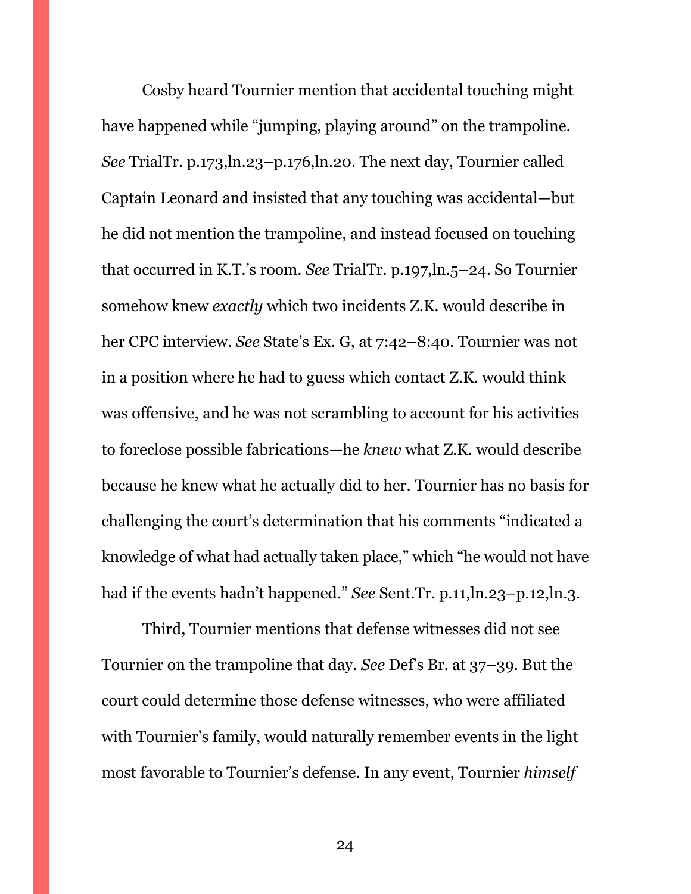Cosby heard Tournier mention that accidental touching might have happened while "jumping, playing around" on the trampoline. *See* TrialTr. p.173,ln.23–p.176,ln.20. The next day, Tournier called Captain Leonard and insisted that any touching was accidental—but he did not mention the trampoline, and instead focused on touching that occurred in K.T.'s room. *See* TrialTr. p.197,ln.5–24. So Tournier somehow knew *exactly* which two incidents Z.K. would describe in her CPC interview. *See* State's Ex. G, at 7:42–8:40. Tournier was not in a position where he had to guess which contact Z.K. would think was offensive, and he was not scrambling to account for his activities to foreclose possible fabrications—he *knew* what Z.K. would describe because he knew what he actually did to her. Tournier has no basis for challenging the court's determination that his comments "indicated a knowledge of what had actually taken place," which "he would not have had if the events hadn't happened." *See* Sent.Tr. p.11,ln.23–p.12,ln.3.

Third, Tournier mentions that defense witnesses did not see Tournier on the trampoline that day. *See* Def's Br. at 37–39. But the court could determine those defense witnesses, who were affiliated with Tournier's family, would naturally remember events in the light most favorable to Tournier's defense. In any event, Tournier *himself*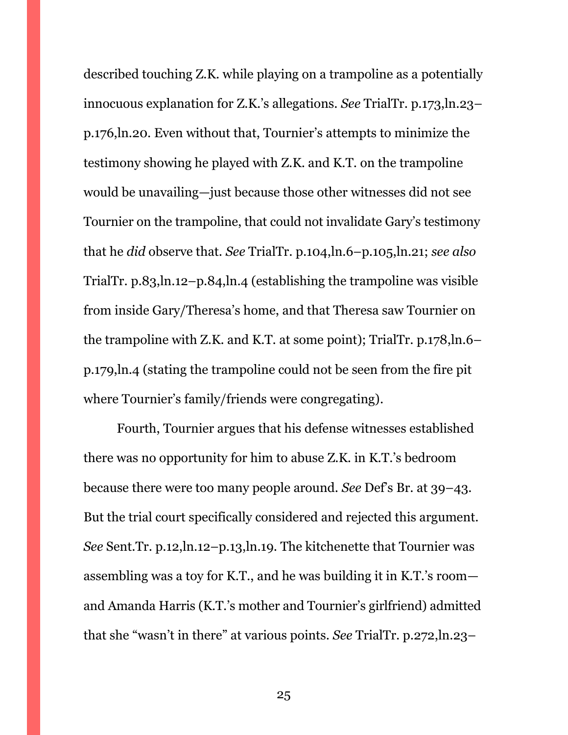described touching Z.K. while playing on a trampoline as a potentially innocuous explanation for Z.K.'s allegations. *See* TrialTr. p.173,ln.23–p.176,ln.20. Even without that, Tournier's attempts to minimize the testimony showing he played with Z.K. and K.T. on the trampoline would be unavailing—just because those other witnesses did not see Tournier on the trampoline, that could not invalidate Gary's testimony that he *did* observe that. *See* TrialTr. p.104,ln.6–p.105,ln.21; *see also* TrialTr. p.83,ln.12–p.84,ln.4 (establishing the trampoline was visible from inside Gary/Theresa's home, and that Theresa saw Tournier on the trampoline with Z.K. and K.T. at some point); TrialTr. p.178,ln.6–p.179,ln.4 (stating the trampoline could not be seen from the fire pit where Tournier's family/friends were congregating).

Fourth, Tournier argues that his defense witnesses established there was no opportunity for him to abuse Z.K. in K.T.'s bedroom because there were too many people around. *See* Def's Br. at 39–43. But the trial court specifically considered and rejected this argument. *See* Sent.Tr. p.12,ln.12–p.13,ln.19. The kitchenette that Tournier was assembling was a toy for K.T., and he was building it in K.T.'s room—and Amanda Harris (K.T.'s mother and Tournier's girlfriend) admitted that she "wasn't in there" at various points. *See* TrialTr. p.272,ln.23–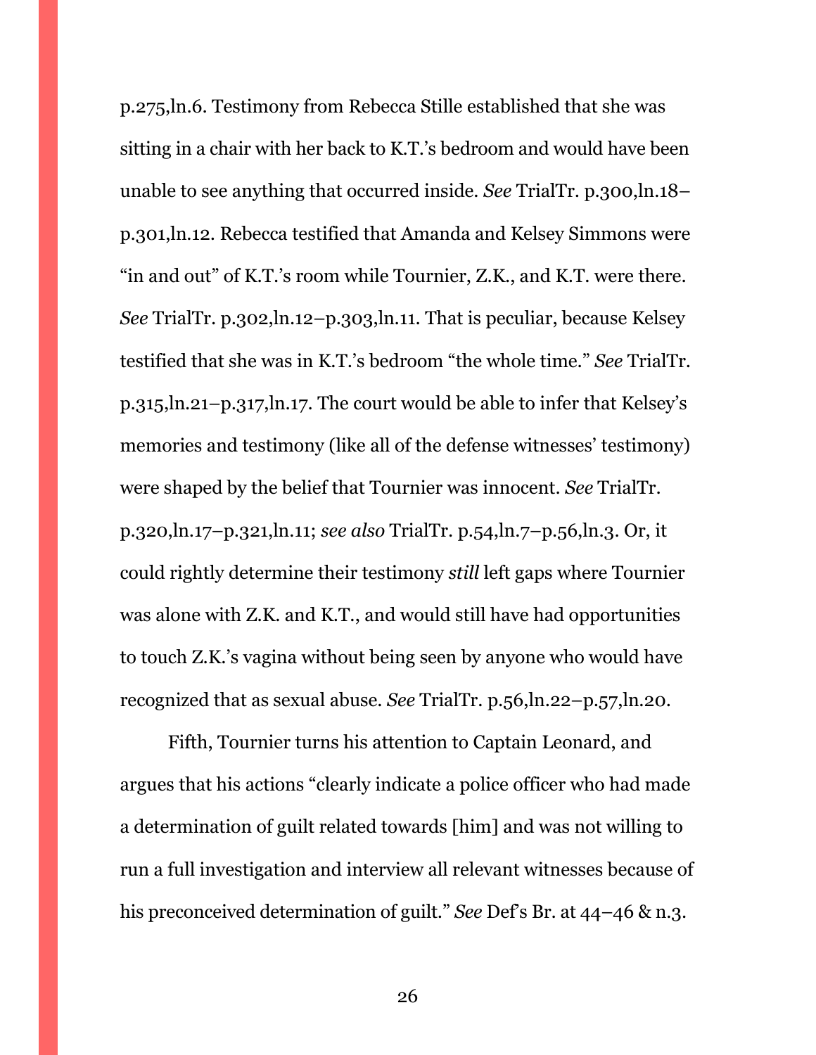p.275,ln.6. Testimony from Rebecca Stille established that she was sitting in a chair with her back to K.T.'s bedroom and would have been unable to see anything that occurred inside. *See* TrialTr. p.300,ln.18–p.301,ln.12. Rebecca testified that Amanda and Kelsey Simmons were "in and out" of K.T.'s room while Tournier, Z.K., and K.T. were there. *See* TrialTr. p.302,ln.12–p.303,ln.11. That is peculiar, because Kelsey testified that she was in K.T.'s bedroom "the whole time." *See* TrialTr. p.315,ln.21–p.317,ln.17. The court would be able to infer that Kelsey's memories and testimony (like all of the defense witnesses' testimony) were shaped by the belief that Tournier was innocent. *See* TrialTr. p.320,ln.17–p.321,ln.11; *see also* TrialTr. p.54,ln.7–p.56,ln.3. Or, it could rightly determine their testimony *still* left gaps where Tournier was alone with Z.K. and K.T., and would still have had opportunities to touch Z.K.'s vagina without being seen by anyone who would have recognized that as sexual abuse. *See* TrialTr. p.56,ln.22–p.57,ln.20.

Fifth, Tournier turns his attention to Captain Leonard, and argues that his actions "clearly indicate a police officer who had made a determination of guilt related towards [him] and was not willing to run a full investigation and interview all relevant witnesses because of his preconceived determination of guilt." *See* Def's Br. at 44–46 & n.3.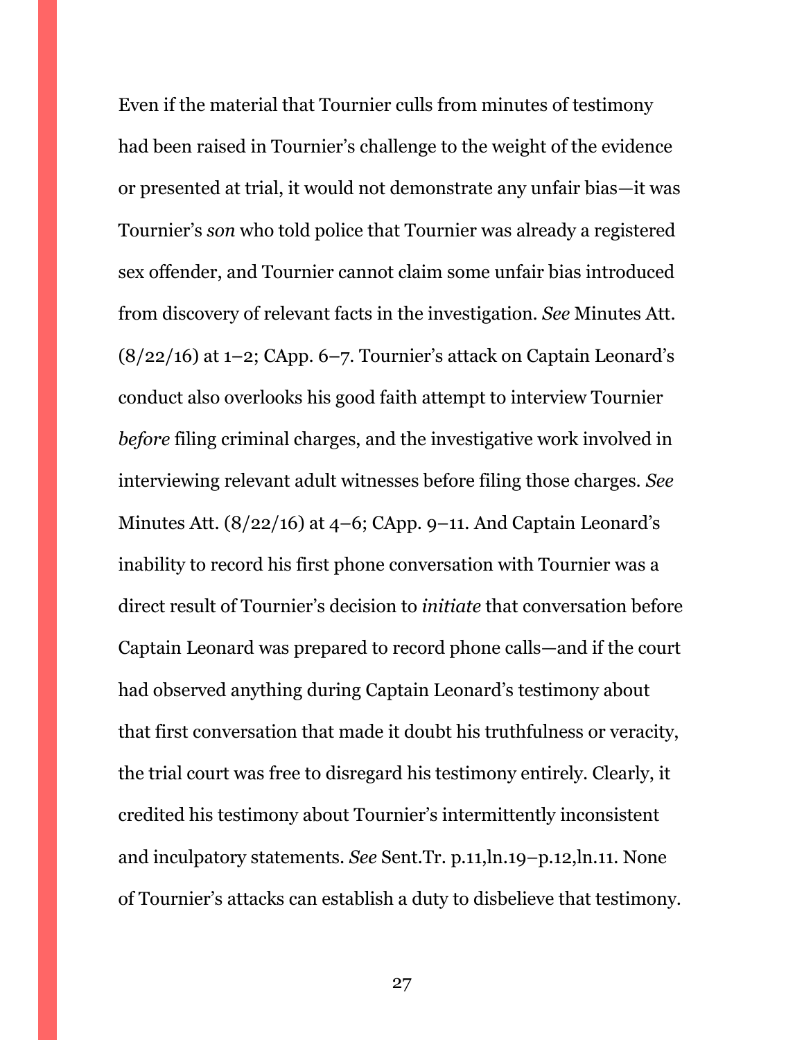Even if the material that Tournier culls from minutes of testimony had been raised in Tournier's challenge to the weight of the evidence or presented at trial, it would not demonstrate any unfair bias—it was Tournier's *son* who told police that Tournier was already a registered sex offender, and Tournier cannot claim some unfair bias introduced from discovery of relevant facts in the investigation. *See* Minutes Att. (8/22/16) at 1–2; CApp. 6–7. Tournier's attack on Captain Leonard's conduct also overlooks his good faith attempt to interview Tournier *before* filing criminal charges, and the investigative work involved in interviewing relevant adult witnesses before filing those charges. *See* Minutes Att. (8/22/16) at 4–6; CApp. 9–11. And Captain Leonard's inability to record his first phone conversation with Tournier was a direct result of Tournier's decision to *initiate* that conversation before Captain Leonard was prepared to record phone calls—and if the court had observed anything during Captain Leonard's testimony about that first conversation that made it doubt his truthfulness or veracity, the trial court was free to disregard his testimony entirely. Clearly, it credited his testimony about Tournier's intermittently inconsistent and inculpatory statements. *See* Sent.Tr. p.11,ln.19–p.12,ln.11. None of Tournier's attacks can establish a duty to disbelieve that testimony.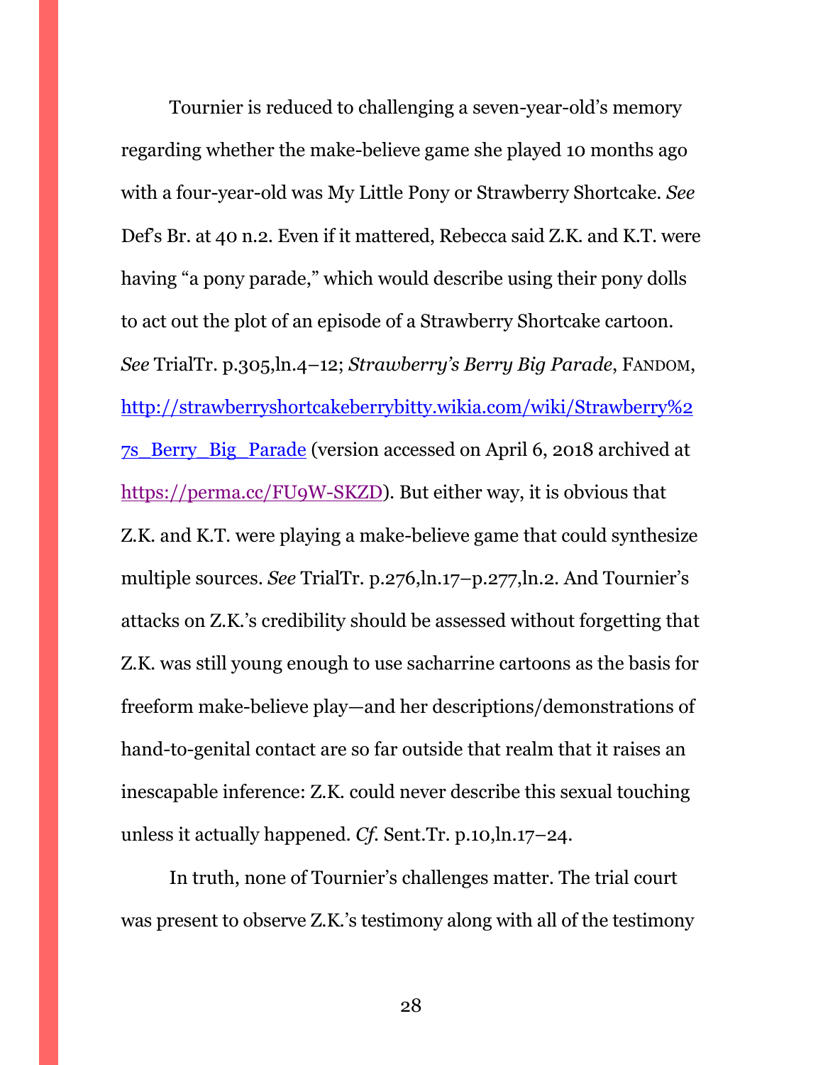Tournier is reduced to challenging a seven-year-old's memory regarding whether the make-believe game she played 10 months ago with a four-year-old was My Little Pony or Strawberry Shortcake. *See* Def's Br. at 40 n.2. Even if it mattered, Rebecca said Z.K. and K.T. were having "a pony parade," which would describe using their pony dolls to act out the plot of an episode of a Strawberry Shortcake cartoon. *See* TrialTr. p.305,ln.4–12; *Strawberry's Berry Big Parade*, FANDOM, [http://strawberryshortcakeberrybitty.wikia.com/wiki/Strawberry%27s_Berry_Big_Parade](http://strawberryshortcakeberrybitty.wikia.com/wiki/Strawberry%27s_Berry_Big_Parade) (version accessed on April 6, 2018 archived at [https://perma.cc/FU9W-SKZD](https://perma.cc/FU9W-SKZD)). But either way, it is obvious that Z.K. and K.T. were playing a make-believe game that could synthesize multiple sources. *See* TrialTr. p.276,ln.17–p.277,ln.2. And Tournier's attacks on Z.K.'s credibility should be assessed without forgetting that Z.K. was still young enough to use sacharrine cartoons as the basis for freeform make-believe play—and her descriptions/demonstrations of hand-to-genital contact are so far outside that realm that it raises an inescapable inference: Z.K. could never describe this sexual touching unless it actually happened. *Cf.* Sent.Tr. p.10,ln.17–24.

In truth, none of Tournier's challenges matter. The trial court was present to observe Z.K.'s testimony along with all of the testimony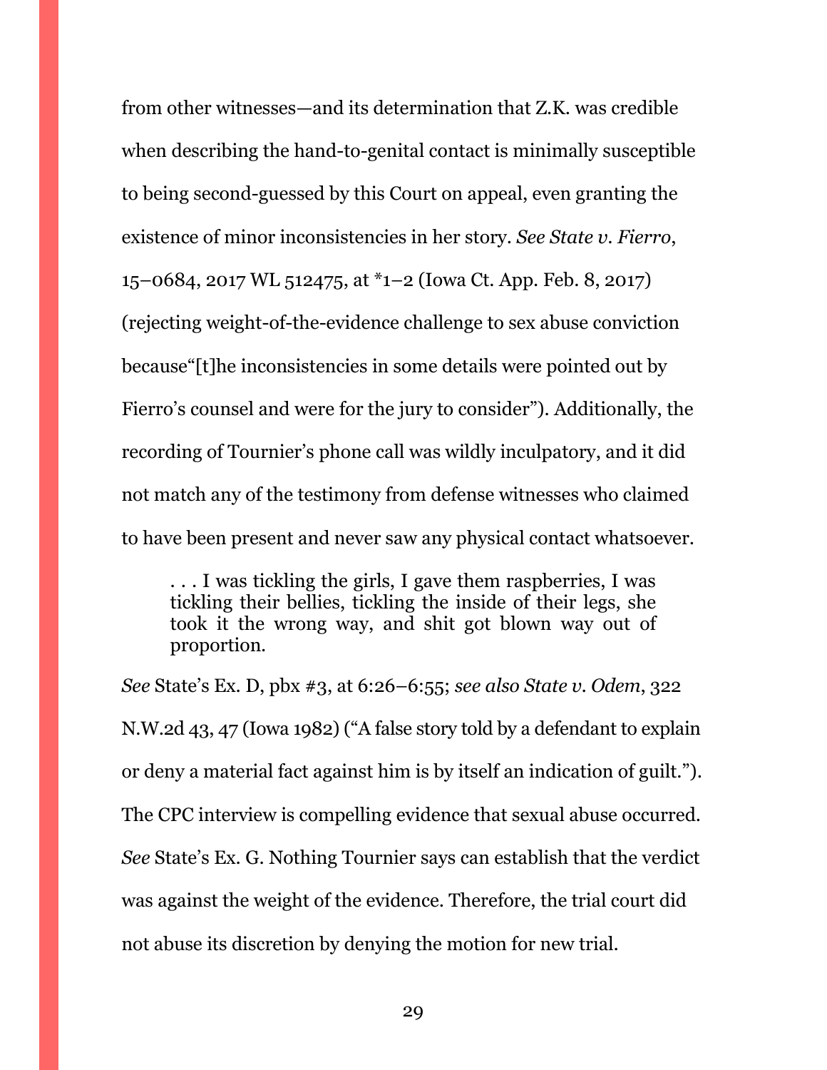from other witnesses—and its determination that Z.K. was credible when describing the hand-to-genital contact is minimally susceptible to being second-guessed by this Court on appeal, even granting the existence of minor inconsistencies in her story. *See State v. Fierro*, 15–0684, 2017 WL 512475, at *1–2 (Iowa Ct. App. Feb. 8, 2017) (rejecting weight-of-the-evidence challenge to sex abuse conviction because"[t]he inconsistencies in some details were pointed out by Fierro's counsel and were for the jury to consider"). Additionally, the recording of Tournier's phone call was wildly inculpatory, and it did not match any of the testimony from defense witnesses who claimed to have been present and never saw any physical contact whatsoever.

> . . . I was tickling the girls, I gave them raspberries, I was tickling their bellies, tickling the inside of their legs, she took it the wrong way, and shit got blown way out of proportion.

*See* State's Ex. D, pbx #3, at 6:26–6:55; *see also State v. Odem*, 322 N.W.2d 43, 47 (Iowa 1982) ("A false story told by a defendant to explain or deny a material fact against him is by itself an indication of guilt."). The CPC interview is compelling evidence that sexual abuse occurred. *See* State's Ex. G. Nothing Tournier says can establish that the verdict was against the weight of the evidence. Therefore, the trial court did not abuse its discretion by denying the motion for new trial.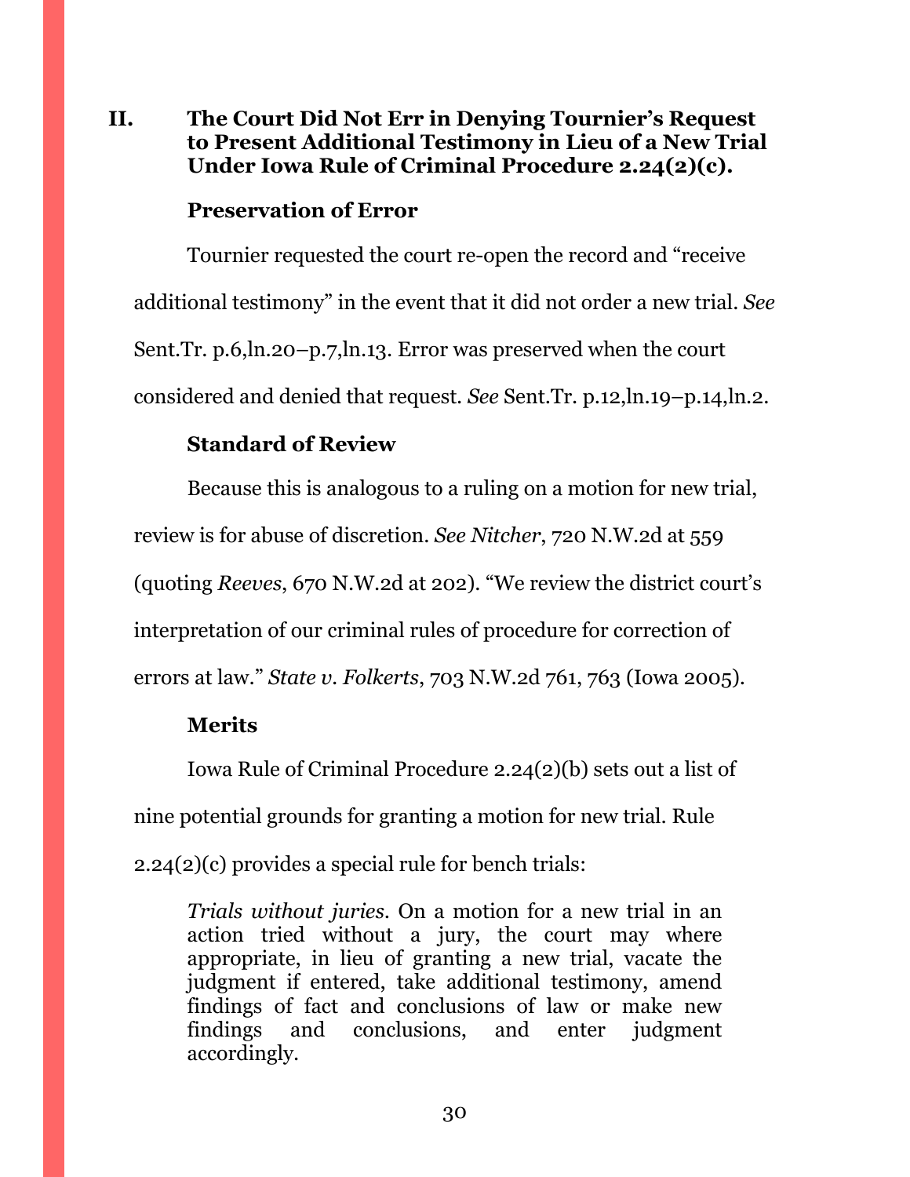## II. The Court Did Not Err in Denying Tournier's Request to Present Additional Testimony in Lieu of a New Trial Under Iowa Rule of Criminal Procedure 2.24(2)(c).

### Preservation of Error

Tournier requested the court re-open the record and "receive additional testimony" in the event that it did not order a new trial. *See* Sent.Tr. p.6,ln.20–p.7,ln.13. Error was preserved when the court considered and denied that request. *See* Sent.Tr. p.12,ln.19–p.14,ln.2.

### Standard of Review

Because this is analogous to a ruling on a motion for new trial, review is for abuse of discretion. *See Nitcher*, 720 N.W.2d at 559 (quoting *Reeves*, 670 N.W.2d at 202). "We review the district court's interpretation of our criminal rules of procedure for correction of errors at law." *State v. Folkerts*, 703 N.W.2d 761, 763 (Iowa 2005).

### Merits

Iowa Rule of Criminal Procedure 2.24(2)(b) sets out a list of nine potential grounds for granting a motion for new trial. Rule 2.24(2)(c) provides a special rule for bench trials:

> *Trials without juries*. On a motion for a new trial in an action tried without a jury, the court may where appropriate, in lieu of granting a new trial, vacate the judgment if entered, take additional testimony, amend findings of fact and conclusions of law or make new findings and conclusions, and enter judgment accordingly.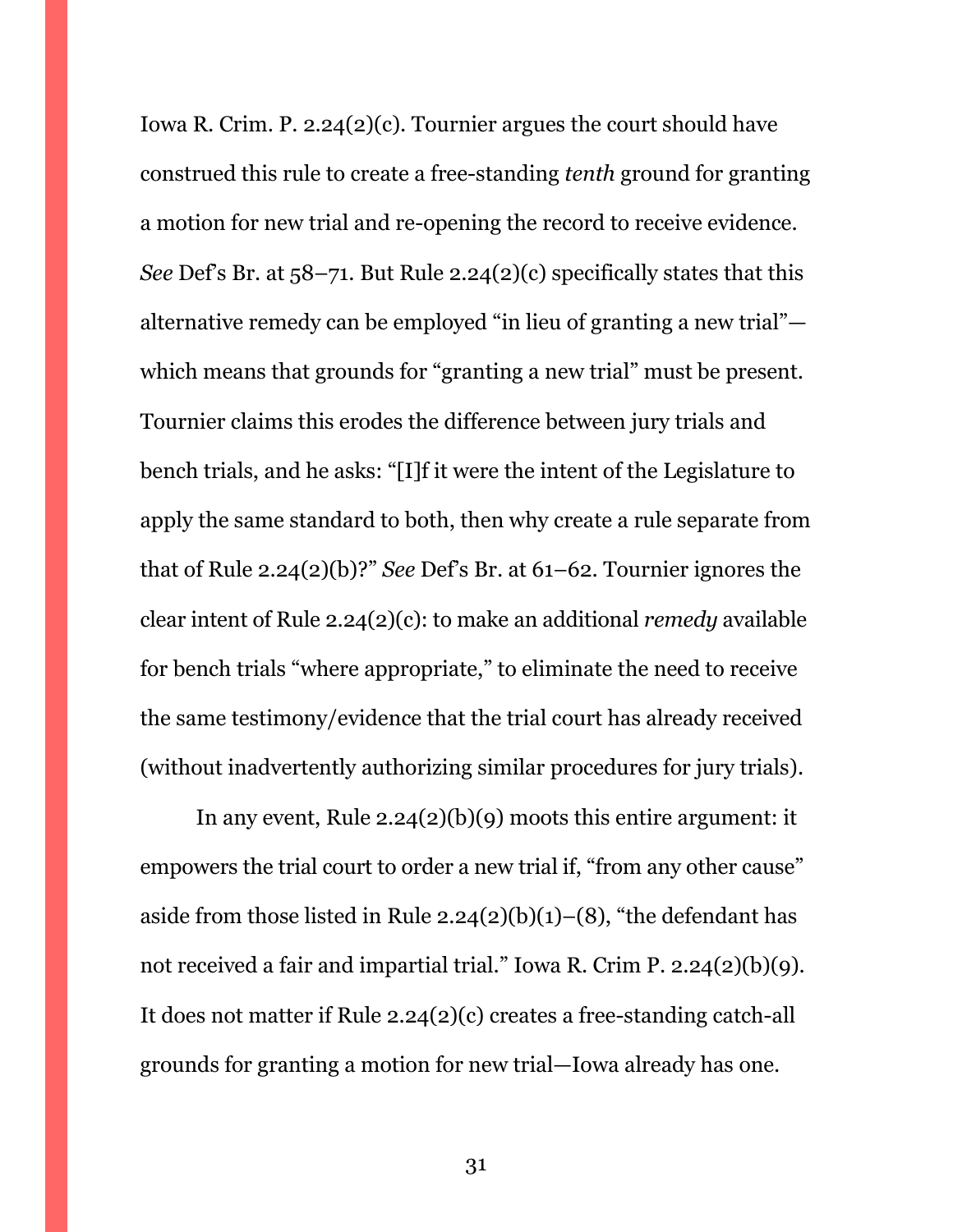Iowa R. Crim. P. 2.24(2)(c). Tournier argues the court should have construed this rule to create a free-standing *tenth* ground for granting a motion for new trial and re-opening the record to receive evidence. *See* Def's Br. at 58–71. But Rule 2.24(2)(c) specifically states that this alternative remedy can be employed "in lieu of granting a new trial"—which means that grounds for "granting a new trial" must be present. Tournier claims this erodes the difference between jury trials and bench trials, and he asks: "[I]f it were the intent of the Legislature to apply the same standard to both, then why create a rule separate from that of Rule 2.24(2)(b)?" *See* Def's Br. at 61–62. Tournier ignores the clear intent of Rule 2.24(2)(c): to make an additional *remedy* available for bench trials "where appropriate," to eliminate the need to receive the same testimony/evidence that the trial court has already received (without inadvertently authorizing similar procedures for jury trials).

In any event, Rule 2.24(2)(b)(9) moots this entire argument: it empowers the trial court to order a new trial if, "from any other cause" aside from those listed in Rule 2.24(2)(b)(1)–(8), "the defendant has not received a fair and impartial trial." Iowa R. Crim P. 2.24(2)(b)(9). It does not matter if Rule 2.24(2)(c) creates a free-standing catch-all grounds for granting a motion for new trial—Iowa already has one.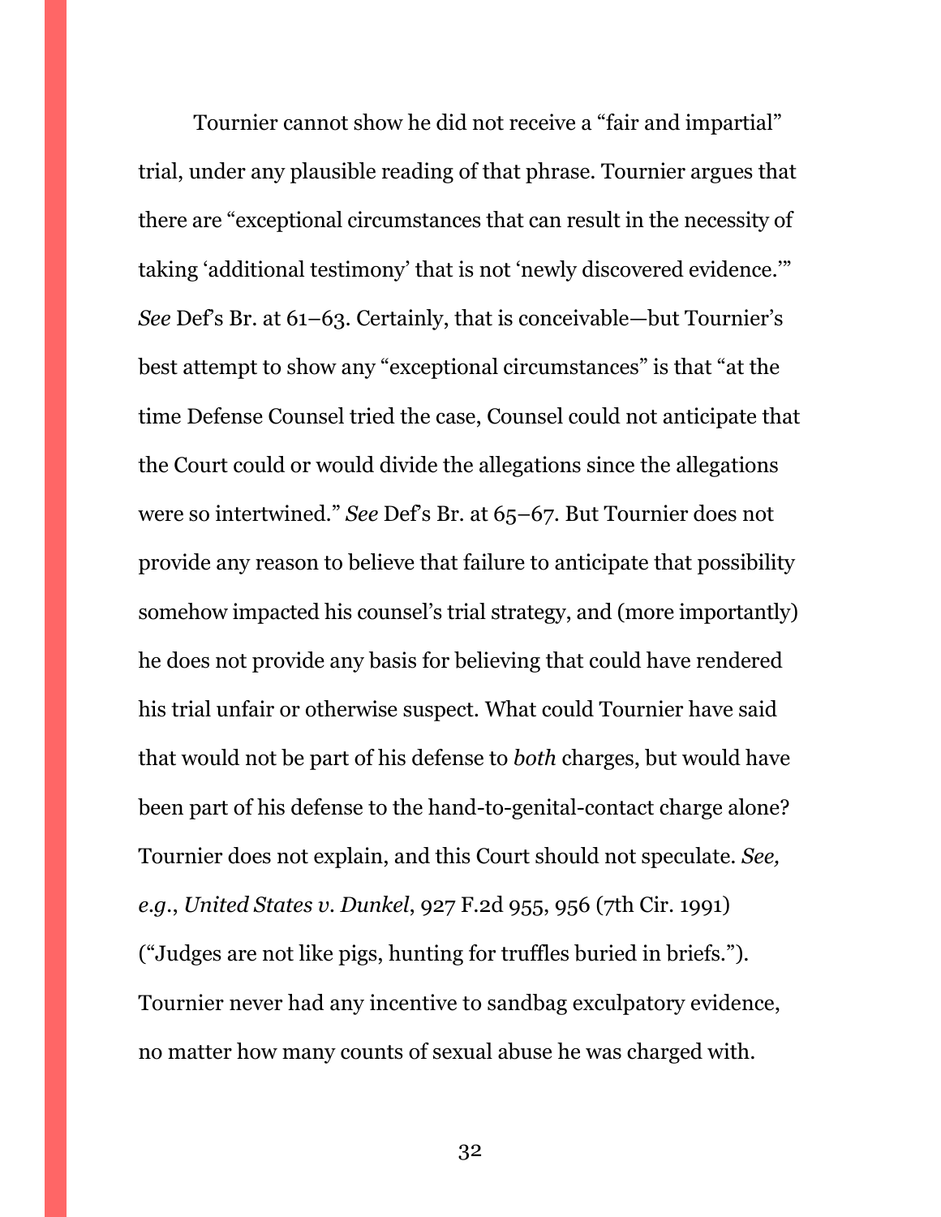Tournier cannot show he did not receive a "fair and impartial" trial, under any plausible reading of that phrase. Tournier argues that there are "exceptional circumstances that can result in the necessity of taking 'additional testimony' that is not 'newly discovered evidence.'" *See* Def's Br. at 61–63. Certainly, that is conceivable—but Tournier's best attempt to show any "exceptional circumstances" is that "at the time Defense Counsel tried the case, Counsel could not anticipate that the Court could or would divide the allegations since the allegations were so intertwined." *See* Def's Br. at 65–67. But Tournier does not provide any reason to believe that failure to anticipate that possibility somehow impacted his counsel's trial strategy, and (more importantly) he does not provide any basis for believing that could have rendered his trial unfair or otherwise suspect. What could Tournier have said that would not be part of his defense to *both* charges, but would have been part of his defense to the hand-to-genital-contact charge alone? Tournier does not explain, and this Court should not speculate. *See, e.g.*, *United States v. Dunkel*, 927 F.2d 955, 956 (7th Cir. 1991) ("Judges are not like pigs, hunting for truffles buried in briefs."). Tournier never had any incentive to sandbag exculpatory evidence, no matter how many counts of sexual abuse he was charged with.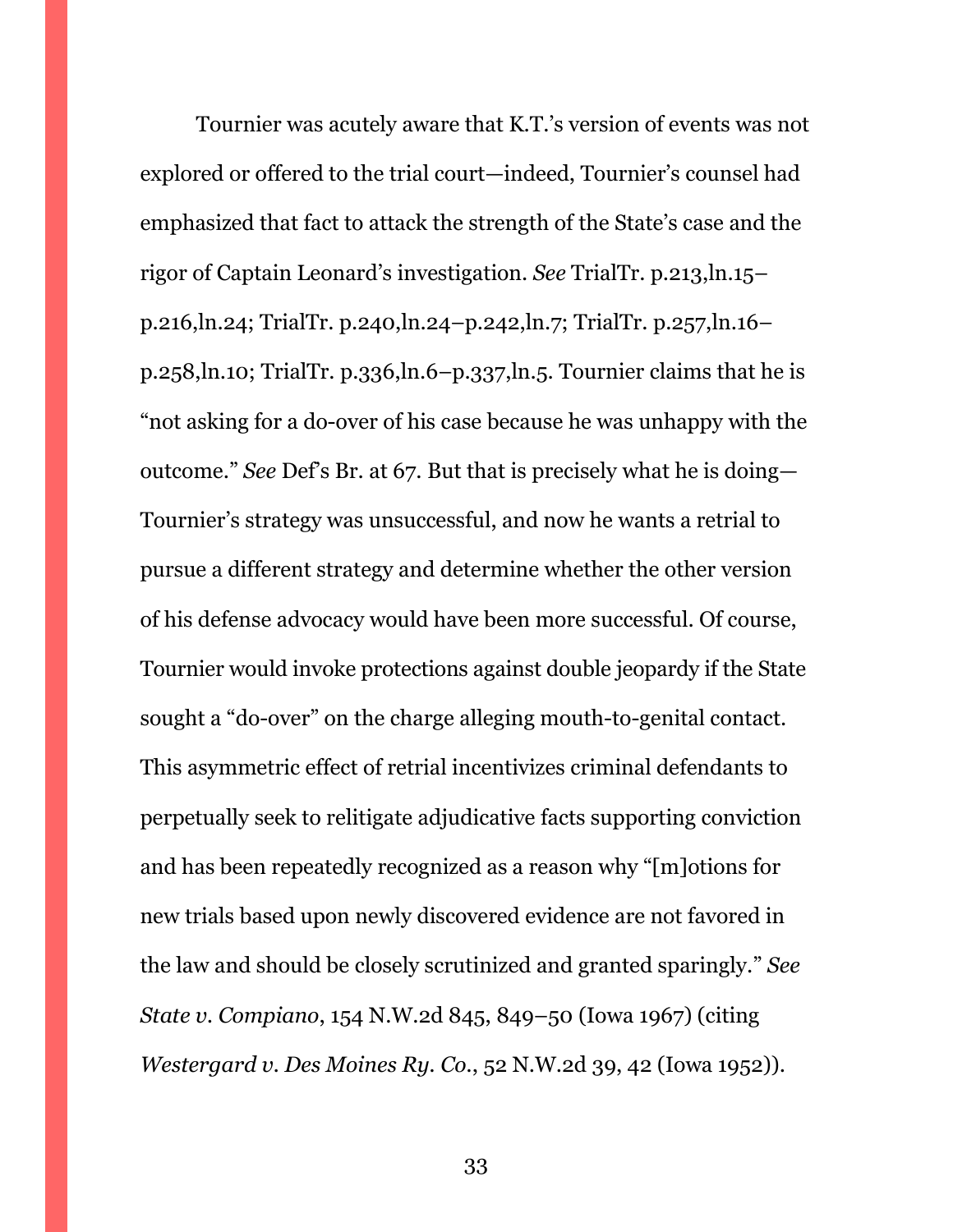Tournier was acutely aware that K.T.'s version of events was not explored or offered to the trial court—indeed, Tournier's counsel had emphasized that fact to attack the strength of the State's case and the rigor of Captain Leonard's investigation. *See* TrialTr. p.213,ln.15–p.216,ln.24; TrialTr. p.240,ln.24–p.242,ln.7; TrialTr. p.257,ln.16–p.258,ln.10; TrialTr. p.336,ln.6–p.337,ln.5. Tournier claims that he is "not asking for a do-over of his case because he was unhappy with the outcome." *See* Def's Br. at 67. But that is precisely what he is doing—Tournier's strategy was unsuccessful, and now he wants a retrial to pursue a different strategy and determine whether the other version of his defense advocacy would have been more successful. Of course, Tournier would invoke protections against double jeopardy if the State sought a "do-over" on the charge alleging mouth-to-genital contact. This asymmetric effect of retrial incentivizes criminal defendants to perpetually seek to relitigate adjudicative facts supporting conviction and has been repeatedly recognized as a reason why "[m]otions for new trials based upon newly discovered evidence are not favored in the law and should be closely scrutinized and granted sparingly." *See State v. Compiano*, 154 N.W.2d 845, 849–50 (Iowa 1967) (citing *Westergard v. Des Moines Ry. Co.*, 52 N.W.2d 39, 42 (Iowa 1952)).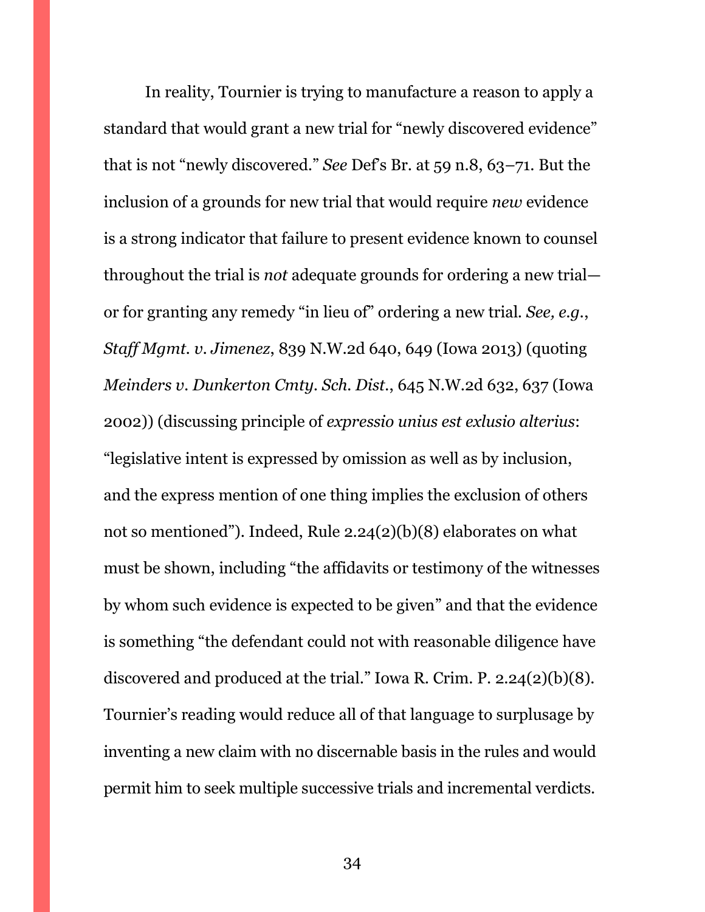In reality, Tournier is trying to manufacture a reason to apply a standard that would grant a new trial for "newly discovered evidence" that is not "newly discovered." *See* Def's Br. at 59 n.8, 63–71. But the inclusion of a grounds for new trial that would require *new* evidence is a strong indicator that failure to present evidence known to counsel throughout the trial is *not* adequate grounds for ordering a new trial—or for granting any remedy "in lieu of" ordering a new trial. *See, e.g.*, *Staff Mgmt. v. Jimenez*, 839 N.W.2d 640, 649 (Iowa 2013) (quoting *Meinders v. Dunkerton Cmty. Sch. Dist.*, 645 N.W.2d 632, 637 (Iowa 2002)) (discussing principle of *expressio unius est exlusio alterius*: "legislative intent is expressed by omission as well as by inclusion, and the express mention of one thing implies the exclusion of others not so mentioned"). Indeed, Rule 2.24(2)(b)(8) elaborates on what must be shown, including "the affidavits or testimony of the witnesses by whom such evidence is expected to be given" and that the evidence is something "the defendant could not with reasonable diligence have discovered and produced at the trial." Iowa R. Crim. P. 2.24(2)(b)(8). Tournier's reading would reduce all of that language to surplusage by inventing a new claim with no discernable basis in the rules and would permit him to seek multiple successive trials and incremental verdicts.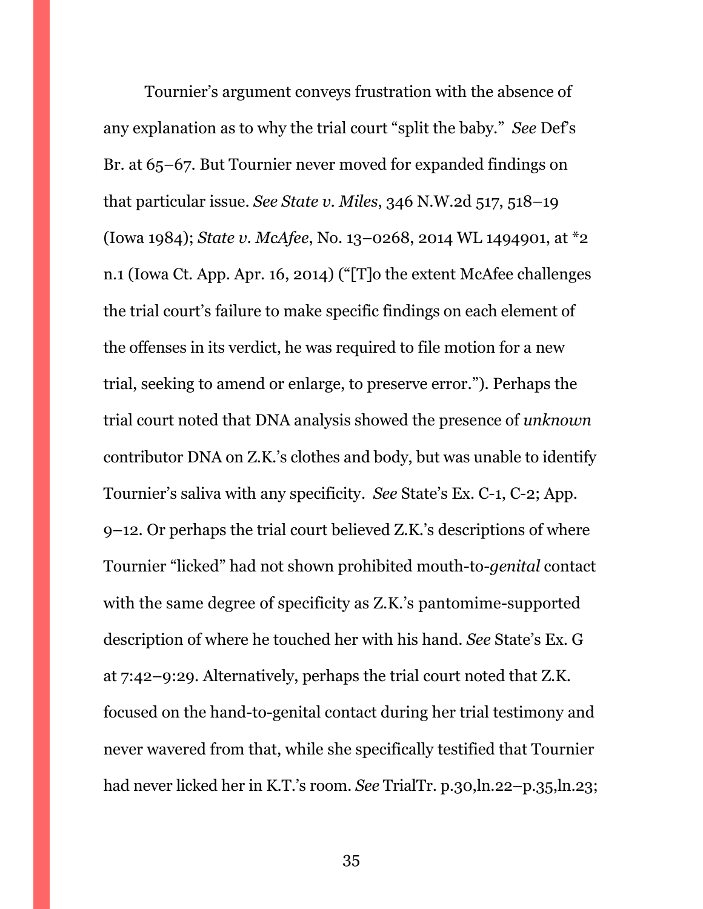Tournier's argument conveys frustration with the absence of any explanation as to why the trial court "split the baby." *See* Def's Br. at 65–67. But Tournier never moved for expanded findings on that particular issue. *See State v. Miles*, 346 N.W.2d 517, 518–19 (Iowa 1984); *State v. McAfee*, No. 13–0268, 2014 WL 1494901, at *2 n.1 (Iowa Ct. App. Apr. 16, 2014) ("[T]o the extent McAfee challenges the trial court's failure to make specific findings on each element of the offenses in its verdict, he was required to file motion for a new trial, seeking to amend or enlarge, to preserve error."). Perhaps the trial court noted that DNA analysis showed the presence of *unknown* contributor DNA on Z.K.'s clothes and body, but was unable to identify Tournier's saliva with any specificity. *See* State's Ex. C-1, C-2; App. 9–12. Or perhaps the trial court believed Z.K.'s descriptions of where Tournier "licked" had not shown prohibited mouth-to-*genital* contact with the same degree of specificity as Z.K.'s pantomime-supported description of where he touched her with his hand. *See* State's Ex. G at 7:42–9:29. Alternatively, perhaps the trial court noted that Z.K. focused on the hand-to-genital contact during her trial testimony and never wavered from that, while she specifically testified that Tournier had never licked her in K.T.'s room. *See* TrialTr. p.30,ln.22–p.35,ln.23;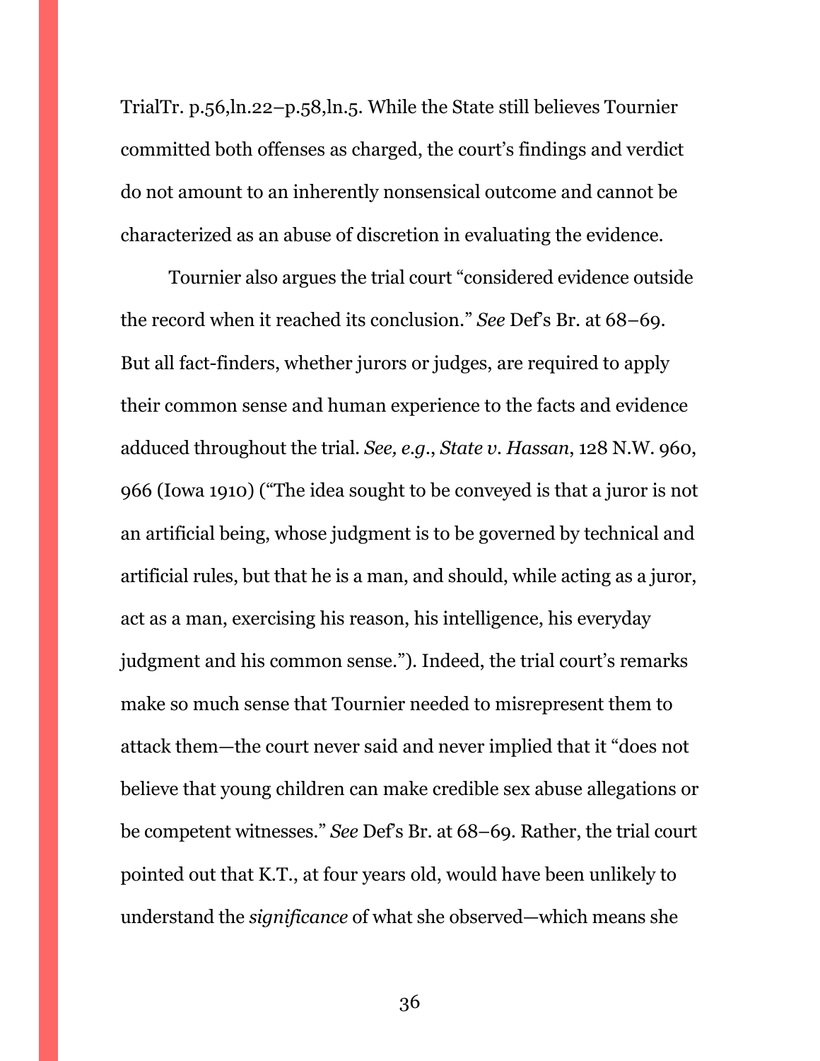TrialTr. p.56,ln.22–p.58,ln.5. While the State still believes Tournier committed both offenses as charged, the court's findings and verdict do not amount to an inherently nonsensical outcome and cannot be characterized as an abuse of discretion in evaluating the evidence.

Tournier also argues the trial court "considered evidence outside the record when it reached its conclusion." *See* Def's Br. at 68–69. But all fact-finders, whether jurors or judges, are required to apply their common sense and human experience to the facts and evidence adduced throughout the trial. *See, e.g.*, *State v. Hassan*, 128 N.W. 960, 966 (Iowa 1910) ("The idea sought to be conveyed is that a juror is not an artificial being, whose judgment is to be governed by technical and artificial rules, but that he is a man, and should, while acting as a juror, act as a man, exercising his reason, his intelligence, his everyday judgment and his common sense."). Indeed, the trial court's remarks make so much sense that Tournier needed to misrepresent them to attack them—the court never said and never implied that it "does not believe that young children can make credible sex abuse allegations or be competent witnesses." *See* Def's Br. at 68–69. Rather, the trial court pointed out that K.T., at four years old, would have been unlikely to understand the *significance* of what she observed—which means she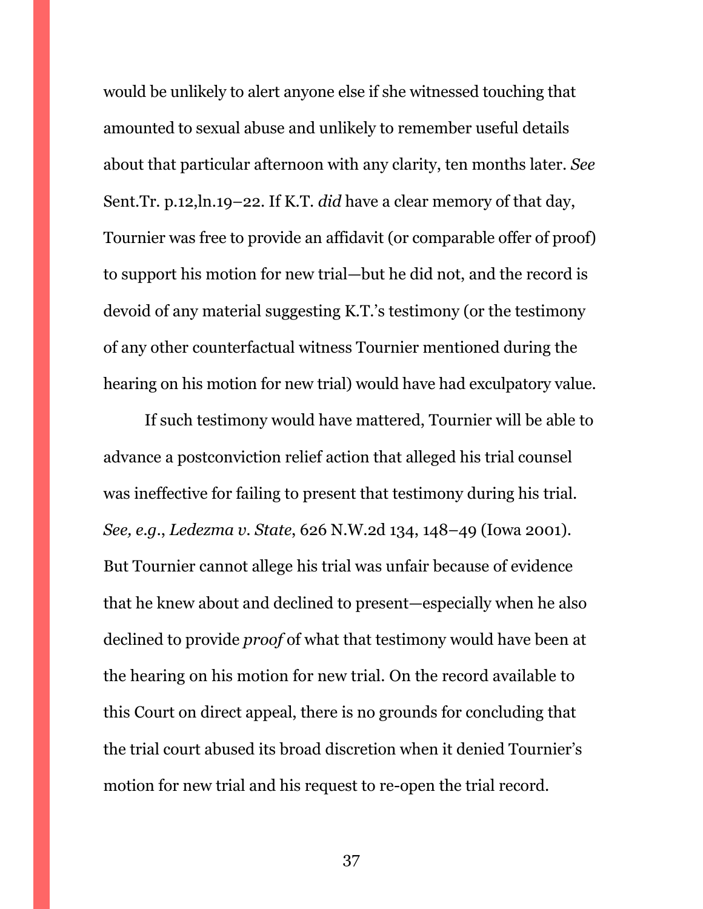would be unlikely to alert anyone else if she witnessed touching that amounted to sexual abuse and unlikely to remember useful details about that particular afternoon with any clarity, ten months later. *See* Sent.Tr. p.12,ln.19–22. If K.T. *did* have a clear memory of that day, Tournier was free to provide an affidavit (or comparable offer of proof) to support his motion for new trial—but he did not, and the record is devoid of any material suggesting K.T.'s testimony (or the testimony of any other counterfactual witness Tournier mentioned during the hearing on his motion for new trial) would have had exculpatory value.

If such testimony would have mattered, Tournier will be able to advance a postconviction relief action that alleged his trial counsel was ineffective for failing to present that testimony during his trial. *See, e.g.*, *Ledezma v. State*, 626 N.W.2d 134, 148–49 (Iowa 2001). But Tournier cannot allege his trial was unfair because of evidence that he knew about and declined to present—especially when he also declined to provide *proof* of what that testimony would have been at the hearing on his motion for new trial. On the record available to this Court on direct appeal, there is no grounds for concluding that the trial court abused its broad discretion when it denied Tournier's motion for new trial and his request to re-open the trial record.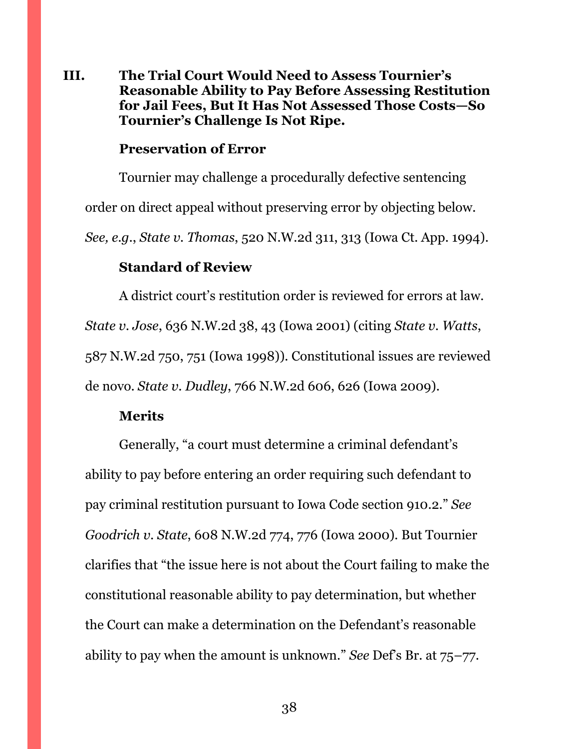## III. The Trial Court Would Need to Assess Tournier's Reasonable Ability to Pay Before Assessing Restitution for Jail Fees, But It Has Not Assessed Those Costs—So Tournier's Challenge Is Not Ripe.

### Preservation of Error

Tournier may challenge a procedurally defective sentencing order on direct appeal without preserving error by objecting below. *See, e.g.*, *State v. Thomas*, 520 N.W.2d 311, 313 (Iowa Ct. App. 1994).

### Standard of Review

A district court's restitution order is reviewed for errors at law. *State v. Jose*, 636 N.W.2d 38, 43 (Iowa 2001) (citing *State v. Watts*, 587 N.W.2d 750, 751 (Iowa 1998)). Constitutional issues are reviewed de novo. *State v. Dudley*, 766 N.W.2d 606, 626 (Iowa 2009).

### Merits

Generally, "a court must determine a criminal defendant's ability to pay before entering an order requiring such defendant to pay criminal restitution pursuant to Iowa Code section 910.2." *See Goodrich v. State*, 608 N.W.2d 774, 776 (Iowa 2000). But Tournier clarifies that "the issue here is not about the Court failing to make the constitutional reasonable ability to pay determination, but whether the Court can make a determination on the Defendant's reasonable ability to pay when the amount is unknown." *See* Def's Br. at 75–77.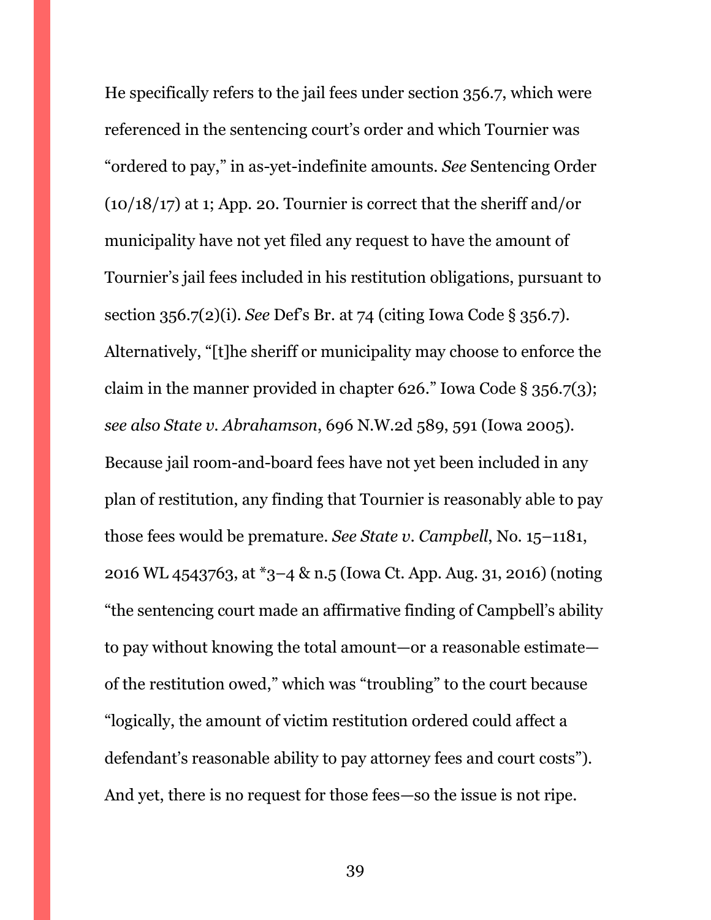He specifically refers to the jail fees under section 356.7, which were referenced in the sentencing court's order and which Tournier was "ordered to pay," in as-yet-indefinite amounts. *See* Sentencing Order (10/18/17) at 1; App. 20. Tournier is correct that the sheriff and/or municipality have not yet filed any request to have the amount of Tournier's jail fees included in his restitution obligations, pursuant to section 356.7(2)(i). *See* Def's Br. at 74 (citing Iowa Code § 356.7). Alternatively, "[t]he sheriff or municipality may choose to enforce the claim in the manner provided in chapter 626." Iowa Code § 356.7(3); *see also State v. Abrahamson*, 696 N.W.2d 589, 591 (Iowa 2005). Because jail room-and-board fees have not yet been included in any plan of restitution, any finding that Tournier is reasonably able to pay those fees would be premature. *See State v. Campbell*, No. 15–1181, 2016 WL 4543763, at *3–4 & n.5 (Iowa Ct. App. Aug. 31, 2016) (noting "the sentencing court made an affirmative finding of Campbell's ability to pay without knowing the total amount—or a reasonable estimate—of the restitution owed," which was "troubling" to the court because "logically, the amount of victim restitution ordered could affect a defendant's reasonable ability to pay attorney fees and court costs"). And yet, there is no request for those fees—so the issue is not ripe.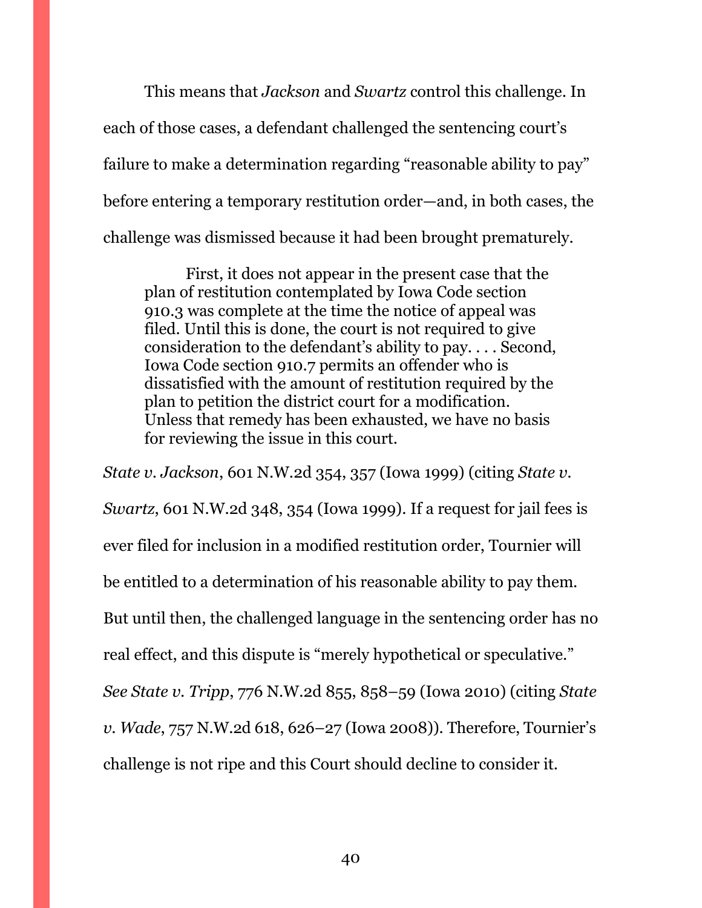This means that *Jackson* and *Swartz* control this challenge. In each of those cases, a defendant challenged the sentencing court's failure to make a determination regarding "reasonable ability to pay" before entering a temporary restitution order—and, in both cases, the challenge was dismissed because it had been brought prematurely.

> First, it does not appear in the present case that the plan of restitution contemplated by Iowa Code section 910.3 was complete at the time the notice of appeal was filed. Until this is done, the court is not required to give consideration to the defendant's ability to pay. . . . Second, Iowa Code section 910.7 permits an offender who is dissatisfied with the amount of restitution required by the plan to petition the district court for a modification. Unless that remedy has been exhausted, we have no basis for reviewing the issue in this court.

*State v. Jackson*, 601 N.W.2d 354, 357 (Iowa 1999) (citing *State v. Swartz*, 601 N.W.2d 348, 354 (Iowa 1999). If a request for jail fees is ever filed for inclusion in a modified restitution order, Tournier will be entitled to a determination of his reasonable ability to pay them. But until then, the challenged language in the sentencing order has no real effect, and this dispute is "merely hypothetical or speculative." *See State v. Tripp*, 776 N.W.2d 855, 858–59 (Iowa 2010) (citing *State v. Wade*, 757 N.W.2d 618, 626–27 (Iowa 2008)). Therefore, Tournier's challenge is not ripe and this Court should decline to consider it.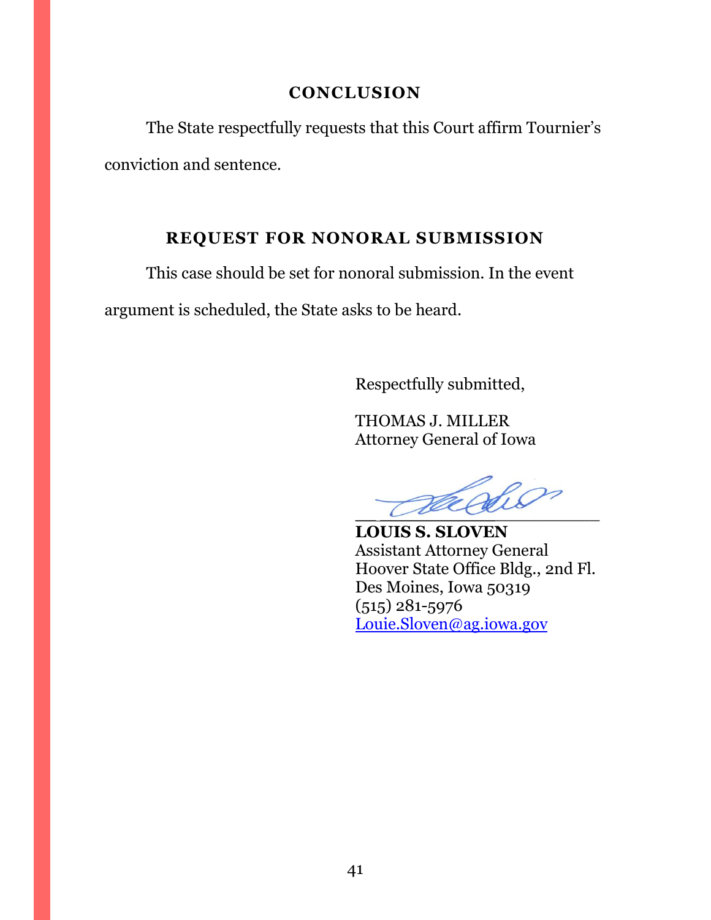## CONCLUSION

The State respectfully requests that this Court affirm Tournier's conviction and sentence.

## REQUEST FOR NONORAL SUBMISSION

This case should be set for nonoral submission. In the event argument is scheduled, the State asks to be heard.

Respectfully submitted,

THOMAS J. MILLER
Attorney General of Iowa

**LOUIS S. SLOVEN**
Assistant Attorney General
Hoover State Office Bldg., 2nd Fl.
Des Moines, Iowa 50319
(515) 281-5976
Louie.Sloven@ag.iowa.gov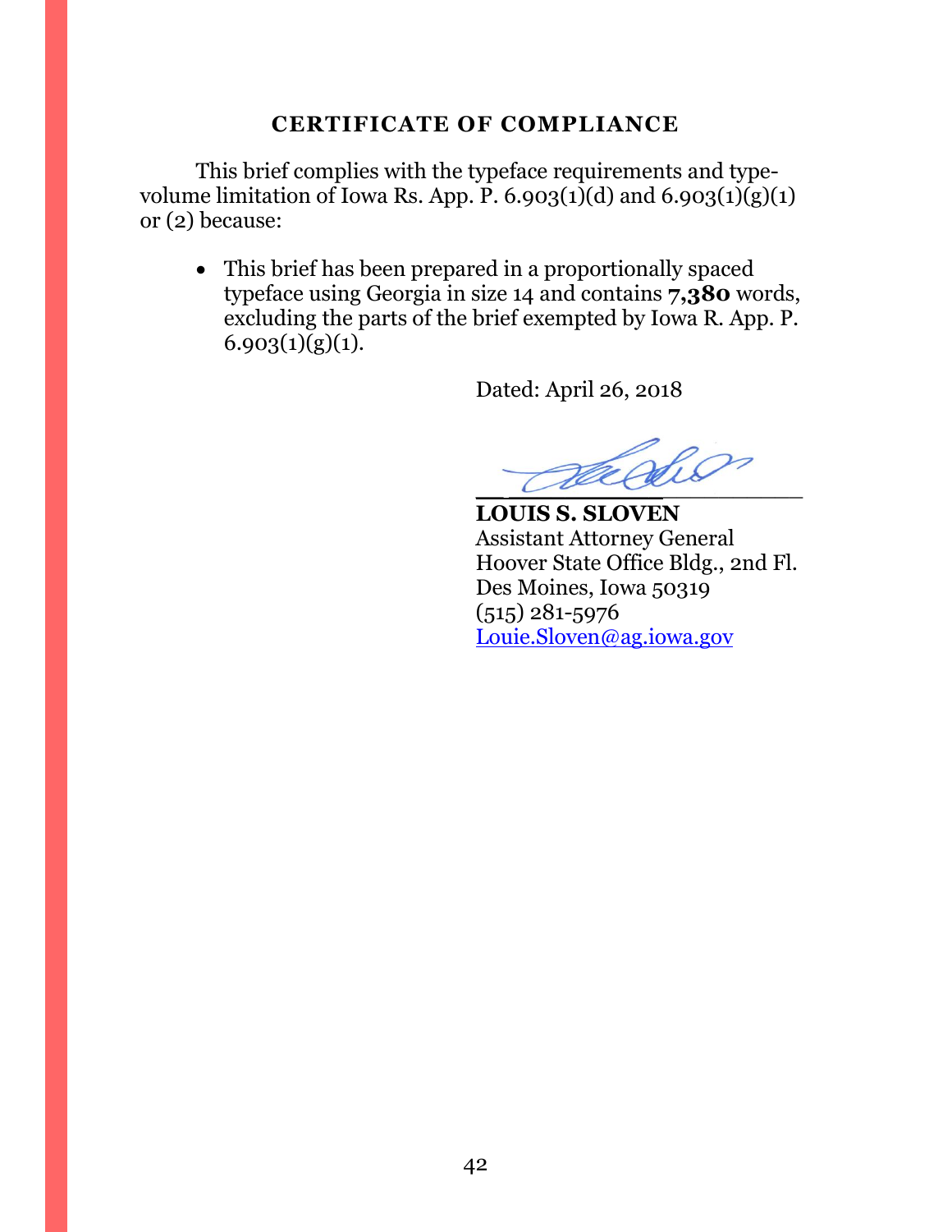## CERTIFICATE OF COMPLIANCE

This brief complies with the typeface requirements and type-volume limitation of Iowa Rs. App. P. 6.903(1)(d) and 6.903(1)(g)(1) or (2) because:

- This brief has been prepared in a proportionally spaced typeface using Georgia in size 14 and contains **7,380** words, excluding the parts of the brief exempted by Iowa R. App. P. 6.903(1)(g)(1).

Dated: April 26, 2018

\_\_\_\_\_\_\_\_\_\_\_\_\_\_\_\_\_\_\_\_\_\_\_\_\_\_

**LOUIS S. SLOVEN**
Assistant Attorney General
Hoover State Office Bldg., 2nd Fl.
Des Moines, Iowa 50319
(515) 281-5976
Louie.Sloven@ag.iowa.gov